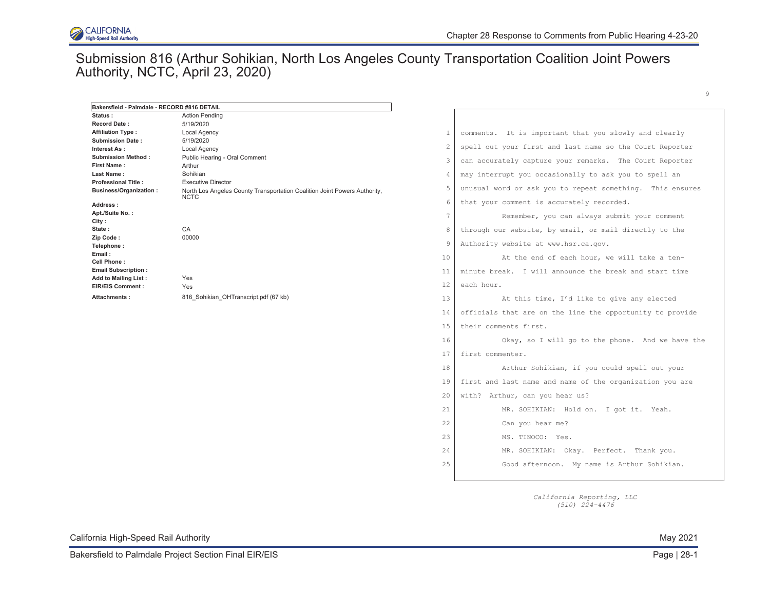# Submission 816 (Arthur Sohikian, North Los Angeles County Transportation Coalition Joint Powers Authority, NCTC, April 23, 2020)

| Bakersfield - Palmdale - RECORD #816 DETAIL | |
|---|---|
| **Status :** | Action Pending |
| **Record Date :** | 5/19/2020 |
| **Affiliation Type :** | Local Agency |
| **Submission Date :** | 5/19/2020 |
| **Interest As :** | Local Agency |
| **Submission Method :** | Public Hearing - Oral Comment |
| **First Name :** | Arthur |
| **Last Name :** | Sohikian |
| **Professional Title :** | Executive Director |
| **Business/Organization :** | North Los Angeles County Transportation Coalition Joint Powers Authority, NCTC |
| **Address :** | |
| **Apt./Suite No. :** | |
| **City :** | |
| **State :** | CA |
| **Zip Code :** | 00000 |
| **Telephone :** | |
| **Email :** | |
| **Cell Phone :** | |
| **Email Subscription :** | |
| **Add to Mailing List :** | Yes |
| **EIR/EIS Comment :** | Yes |
| **Attachments :** | 816_Sohikian_OHTranscript.pdf (67 kb) |

```
1   comments.  It is important that you slowly and clearly
2   spell out your first and last name so the Court Reporter
3   can accurately capture your remarks.  The Court Reporter
4   may interrupt you occasionally to ask you to spell an
5   unusual word or ask you to repeat something.  This ensures
6   that your comment is accurately recorded.
7             Remember, you can always submit your comment
8   through our website, by email, or mail directly to the
9   Authority website at www.hsr.ca.gov.
10            At the end of each hour, we will take a ten-
11  minute break.  I will announce the break and start time
12  each hour.
13            At this time, I'd like to give any elected
14  officials that are on the line the opportunity to provide
15  their comments first.
16            Okay, so I will go to the phone.  And we have the
17  first commenter.
18            Arthur Sohikian, if you could spell out your
19  first and last name and name of the organization you are
20  with?  Arthur, can you hear us?
21            MR. SOHIKIAN:  Hold on.  I got it.  Yeah.
22            Can you hear me?
23            MS. TINOCO:  Yes.
24            MR. SOHIKIAN:  Okay.  Perfect.  Thank you.
25            Good afternoon.  My name is Arthur Sohikian.
```

*California Reporting, LLC*
*(510) 224-4476*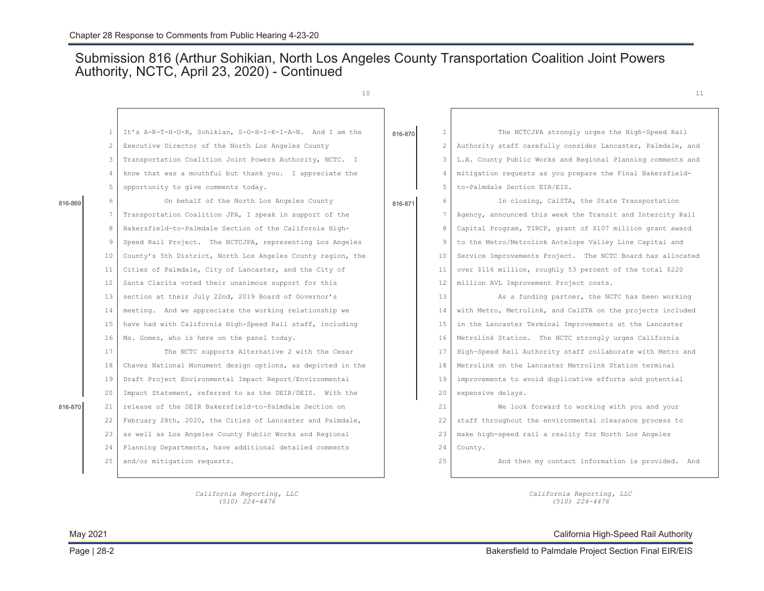## Submission 816 (Arthur Sohikian, North Los Angeles County Transportation Coalition Joint Powers Authority, NCTC, April 23, 2020) - Continued

It's A-R-T-H-U-R, Sohikian, S-O-H-I-K-I-A-N. And I am the Executive Director of the North Los Angeles County Transportation Coalition Joint Powers Authority, NCTC. I know that was a mouthful but thank you. I appreciate the opportunity to give comments today.

816-869

On behalf of the North Los Angeles County Transportation Coalition JPA, I speak in support of the Bakersfield-to-Palmdale Section of the California High-Speed Rail Project. The NCTCJPA, representing Los Angeles County's 5th District, North Los Angeles County region, the Cities of Palmdale, City of Lancaster, and the City of Santa Clarita voted their unanimous support for this section at their July 22nd, 2019 Board of Governor's meeting. And we appreciate the working relationship we have had with California High-Speed Rail staff, including Ms. Gomez, who is here on the panel today.

The NCTC supports Alternative 2 with the Cesar Chavez National Monument design options, as depicted in the Draft Project Environmental Impact Report/Environmental Impact Statement, referred to as the DEIR/DEIS.

816-870

With the release of the DEIR Bakersfield-to-Palmdale Section on February 28th, 2020, the Cities of Lancaster and Palmdale, as well as Los Angeles County Public Works and Regional Planning Departments, have additional detailed comments and/or mitigation requests.

The NCTCJPA strongly urges the High-Speed Rail Authority staff carefully consider Lancaster, Palmdale, and L.A. County Public Works and Regional Planning comments and mitigation requests as you prepare the Final Bakersfield-to-Palmdale Section EIR/EIS.

816-871

In closing, CalSTA, the State Transportation Agency, announced this week the Transit and Intercity Rail Capital Program, TIRCP, grant of $107 million grant award to the Metro/Metrolink Antelope Valley Line Capital and Service Improvements Project. The NCTC Board has allocated over $116 million, roughly 53 percent of the total $220 million AVL Improvement Project costs.

As a funding partner, the NCTC has been working with Metro, Metrolink, and CalSTA on the projects included in the Lancaster Terminal Improvements at the Lancaster Metrolink Station. The NCTC strongly urges California High-Speed Rail Authority staff collaborate with Metro and Metrolink on the Lancaster Metrolink Station terminal improvements to avoid duplicative efforts and potential expensive delays.

We look forward to working with you and your staff throughout the environmental clearance process to make high-speed rail a reality for North Los Angeles County.

And then my contact information is provided. And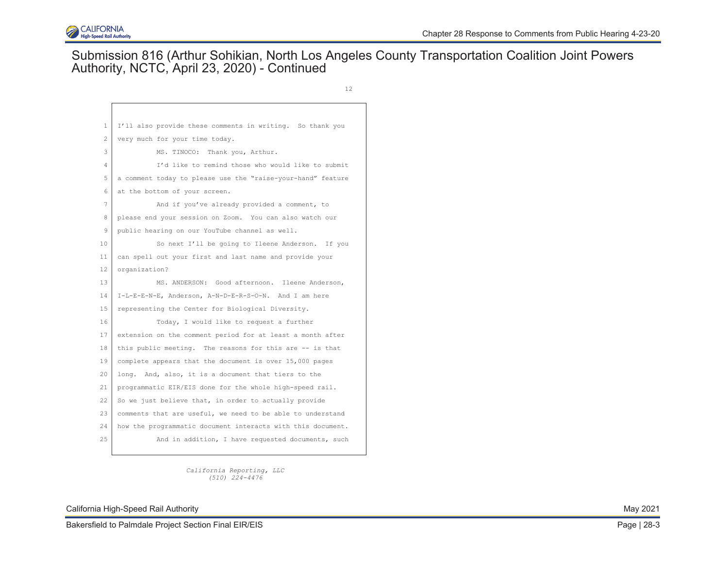# Submission 816 (Arthur Sohikian, North Los Angeles County Transportation Coalition Joint Powers Authority, NCTC, April 23, 2020) - Continued

12

```
 1  I'll also provide these comments in writing.  So thank you
 2  very much for your time today.
 3           MS. TINOCO:  Thank you, Arthur.
 4           I'd like to remind those who would like to submit
 5  a comment today to please use the "raise-your-hand" feature
 6  at the bottom of your screen.
 7           And if you've already provided a comment, to
 8  please end your session on Zoom.  You can also watch our
 9  public hearing on our YouTube channel as well.
10           So next I'll be going to Ileene Anderson.  If you
11  can spell out your first and last name and provide your
12  organization?
13           MS. ANDERSON:  Good afternoon.  Ileene Anderson,
14  I-L-E-E-N-E, Anderson, A-N-D-E-R-S-O-N.  And I am here
15  representing the Center for Biological Diversity.
16           Today, I would like to request a further
17  extension on the comment period for at least a month after
18  this public meeting.  The reasons for this are -- is that
19  complete appears that the document is over 15,000 pages
20  long.  And, also, it is a document that tiers to the
21  programmatic EIR/EIS done for the whole high-speed rail.
22  So we just believe that, in order to actually provide
23  comments that are useful, we need to be able to understand
24  how the programmatic document interacts with this document.
25           And in addition, I have requested documents, such
```

*California Reporting, LLC*
*(510) 224-4476*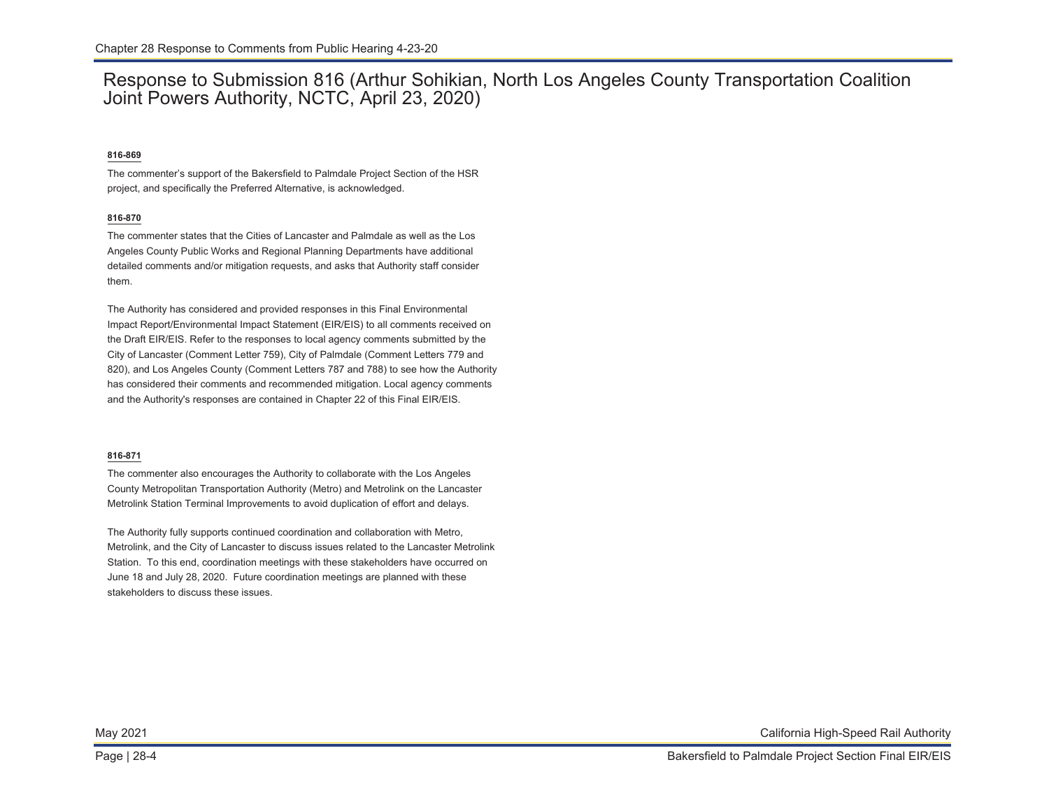# Response to Submission 816 (Arthur Sohikian, North Los Angeles County Transportation Coalition Joint Powers Authority, NCTC, April 23, 2020)

**816-869**

The commenter's support of the Bakersfield to Palmdale Project Section of the HSR project, and specifically the Preferred Alternative, is acknowledged.

**816-870**

The commenter states that the Cities of Lancaster and Palmdale as well as the Los Angeles County Public Works and Regional Planning Departments have additional detailed comments and/or mitigation requests, and asks that Authority staff consider them.

The Authority has considered and provided responses in this Final Environmental Impact Report/Environmental Impact Statement (EIR/EIS) to all comments received on the Draft EIR/EIS. Refer to the responses to local agency comments submitted by the City of Lancaster (Comment Letter 759), City of Palmdale (Comment Letters 779 and 820), and Los Angeles County (Comment Letters 787 and 788) to see how the Authority has considered their comments and recommended mitigation. Local agency comments and the Authority's responses are contained in Chapter 22 of this Final EIR/EIS.

**816-871**

The commenter also encourages the Authority to collaborate with the Los Angeles County Metropolitan Transportation Authority (Metro) and Metrolink on the Lancaster Metrolink Station Terminal Improvements to avoid duplication of effort and delays.

The Authority fully supports continued coordination and collaboration with Metro, Metrolink, and the City of Lancaster to discuss issues related to the Lancaster Metrolink Station. To this end, coordination meetings with these stakeholders have occurred on June 18 and July 28, 2020. Future coordination meetings are planned with these stakeholders to discuss these issues.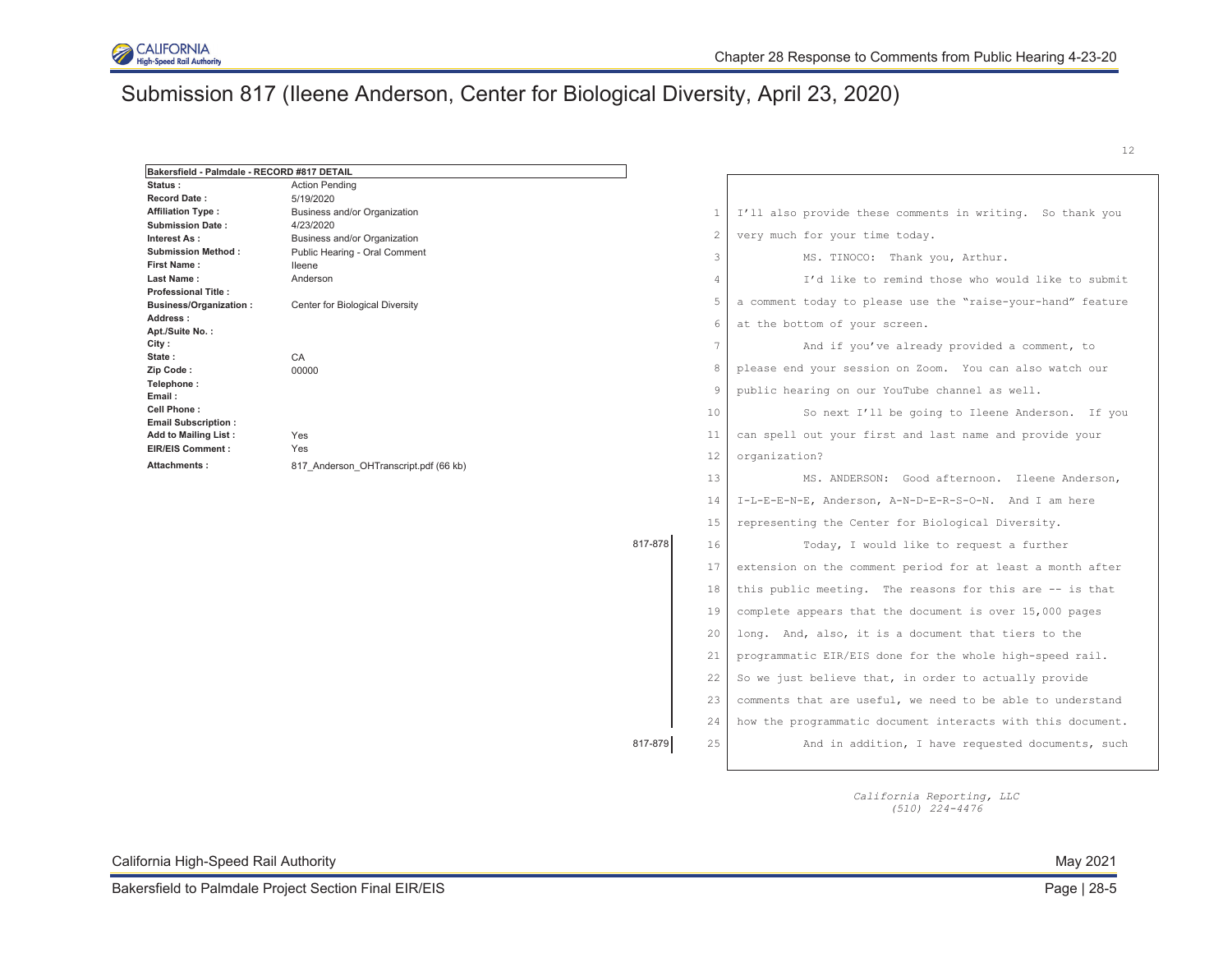# Submission 817 (Ileene Anderson, Center for Biological Diversity, April 23, 2020)

| Bakersfield - Palmdale - RECORD #817 DETAIL | |
|---|---|
| **Status :** | Action Pending |
| **Record Date :** | 5/19/2020 |
| **Affiliation Type :** | Business and/or Organization |
| **Submission Date :** | 4/23/2020 |
| **Interest As :** | Business and/or Organization |
| **Submission Method :** | Public Hearing - Oral Comment |
| **First Name :** | Ileene |
| **Last Name :** | Anderson |
| **Professional Title :** | |
| **Business/Organization :** | Center for Biological Diversity |
| **Address :** | |
| **Apt./Suite No. :** | |
| **City :** | |
| **State :** | CA |
| **Zip Code :** | 00000 |
| **Telephone :** | |
| **Email :** | |
| **Cell Phone :** | |
| **Email Subscription :** | |
| **Add to Mailing List :** | Yes |
| **EIR/EIS Comment :** | Yes |
| **Attachments :** | 817_Anderson_OHTranscript.pdf (66 kb) |

12

1 I'll also provide these comments in writing. So thank you
2 very much for your time today.
3 MS. TINOCO: Thank you, Arthur.
4 I'd like to remind those who would like to submit
5 a comment today to please use the "raise-your-hand" feature
6 at the bottom of your screen.
7 And if you've already provided a comment, to
8 please end your session on Zoom. You can also watch our
9 public hearing on our YouTube channel as well.
10 So next I'll be going to Ileene Anderson. If you
11 can spell out your first and last name and provide your
12 organization?
13 MS. ANDERSON: Good afternoon. Ileene Anderson,
14 I-L-E-E-N-E, Anderson, A-N-D-E-R-S-O-N. And I am here
15 representing the Center for Biological Diversity.

817-878

16 Today, I would like to request a further
17 extension on the comment period for at least a month after
18 this public meeting. The reasons for this are -- is that
19 complete appears that the document is over 15,000 pages
20 long. And, also, it is a document that tiers to the
21 programmatic EIR/EIS done for the whole high-speed rail.
22 So we just believe that, in order to actually provide
23 comments that are useful, we need to be able to understand
24 how the programmatic document interacts with this document.

817-879

25 And in addition, I have requested documents, such

*California Reporting, LLC*
*(510) 224-4476*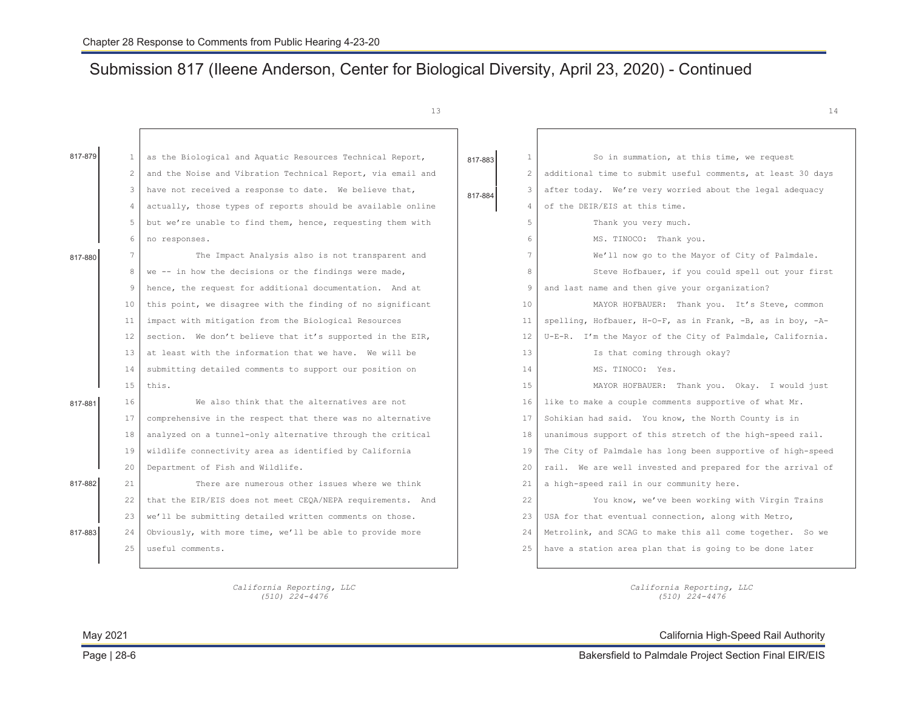## Submission 817 (Ileene Anderson, Center for Biological Diversity, April 23, 2020) - Continued

817-879

as the Biological and Aquatic Resources Technical Report, and the Noise and Vibration Technical Report, via email and have not received a response to date. We believe that, actually, those types of reports should be available online but we're unable to find them, hence, requesting them with no responses.

817-880

The Impact Analysis also is not transparent and we -- in how the decisions or the findings were made, hence, the request for additional documentation. And at this point, we disagree with the finding of no significant impact with mitigation from the Biological Resources section. We don't believe that it's supported in the EIR, at least with the information that we have. We will be submitting detailed comments to support our position on this.

817-881

We also think that the alternatives are not comprehensive in the respect that there was no alternative analyzed on a tunnel-only alternative through the critical wildlife connectivity area as identified by California Department of Fish and Wildlife.

817-882

There are numerous other issues where we think that the EIR/EIS does not meet CEQA/NEPA requirements. And we'll be submitting detailed written comments on those.

817-883

Obviously, with more time, we'll be able to provide more useful comments.

So in summation, at this time, we request additional time to submit useful comments, at least 30 days after today.

817-884

We're very worried about the legal adequacy of the DEIR/EIS at this time.

Thank you very much.

MS. TINOCO: Thank you.

We'll now go to the Mayor of City of Palmdale.

Steve Hofbauer, if you could spell out your first and last name and then give your organization?

MAYOR HOFBAUER: Thank you. It's Steve, common spelling, Hofbauer, H-O-F, as in Frank, -B, as in boy, -A-U-E-R. I'm the Mayor of the City of Palmdale, California.

Is that coming through okay?

MS. TINOCO: Yes.

MAYOR HOFBAUER: Thank you. Okay. I would just like to make a couple comments supportive of what Mr. Sohikian had said. You know, the North County is in unanimous support of this stretch of the high-speed rail. The City of Palmdale has long been supportive of high-speed rail. We are well invested and prepared for the arrival of a high-speed rail in our community here.

You know, we've been working with Virgin Trains USA for that eventual connection, along with Metro, Metrolink, and SCAG to make this all come together. So we have a station area plan that is going to be done later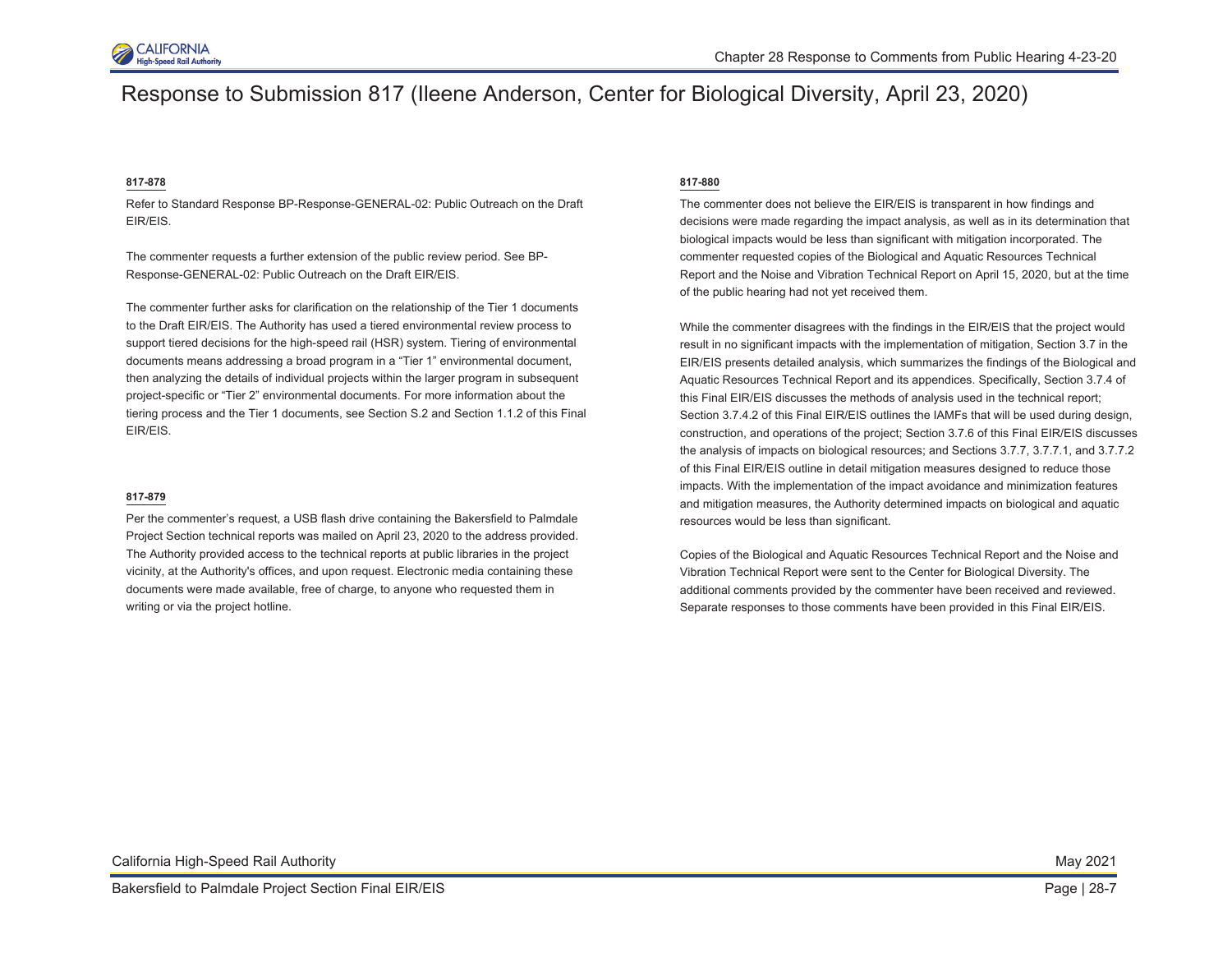# Response to Submission 817 (Ileene Anderson, Center for Biological Diversity, April 23, 2020)

**817-878**

Refer to Standard Response BP-Response-GENERAL-02: Public Outreach on the Draft EIR/EIS.

The commenter requests a further extension of the public review period. See BP-Response-GENERAL-02: Public Outreach on the Draft EIR/EIS.

The commenter further asks for clarification on the relationship of the Tier 1 documents to the Draft EIR/EIS. The Authority has used a tiered environmental review process to support tiered decisions for the high-speed rail (HSR) system. Tiering of environmental documents means addressing a broad program in a "Tier 1" environmental document, then analyzing the details of individual projects within the larger program in subsequent project-specific or "Tier 2" environmental documents. For more information about the tiering process and the Tier 1 documents, see Section S.2 and Section 1.1.2 of this Final EIR/EIS.

**817-879**

Per the commenter's request, a USB flash drive containing the Bakersfield to Palmdale Project Section technical reports was mailed on April 23, 2020 to the address provided. The Authority provided access to the technical reports at public libraries in the project vicinity, at the Authority's offices, and upon request. Electronic media containing these documents were made available, free of charge, to anyone who requested them in writing or via the project hotline.

**817-880**

The commenter does not believe the EIR/EIS is transparent in how findings and decisions were made regarding the impact analysis, as well as in its determination that biological impacts would be less than significant with mitigation incorporated. The commenter requested copies of the Biological and Aquatic Resources Technical Report and the Noise and Vibration Technical Report on April 15, 2020, but at the time of the public hearing had not yet received them.

While the commenter disagrees with the findings in the EIR/EIS that the project would result in no significant impacts with the implementation of mitigation, Section 3.7 in the EIR/EIS presents detailed analysis, which summarizes the findings of the Biological and Aquatic Resources Technical Report and its appendices. Specifically, Section 3.7.4 of this Final EIR/EIS discusses the methods of analysis used in the technical report; Section 3.7.4.2 of this Final EIR/EIS outlines the IAMFs that will be used during design, construction, and operations of the project; Section 3.7.6 of this Final EIR/EIS discusses the analysis of impacts on biological resources; and Sections 3.7.7, 3.7.7.1, and 3.7.7.2 of this Final EIR/EIS outline in detail mitigation measures designed to reduce those impacts. With the implementation of the impact avoidance and minimization features and mitigation measures, the Authority determined impacts on biological and aquatic resources would be less than significant.

Copies of the Biological and Aquatic Resources Technical Report and the Noise and Vibration Technical Report were sent to the Center for Biological Diversity. The additional comments provided by the commenter have been received and reviewed. Separate responses to those comments have been provided in this Final EIR/EIS.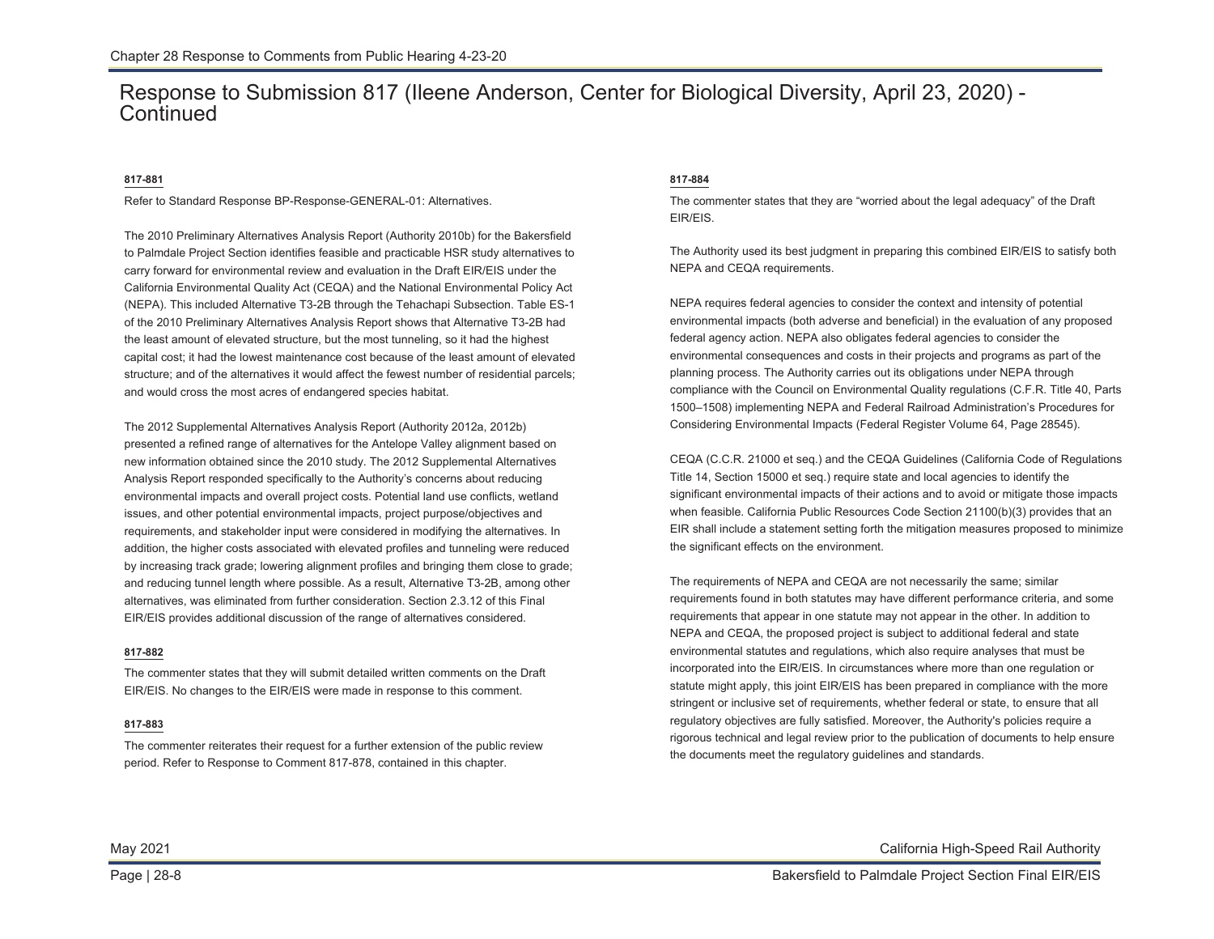# Response to Submission 817 (Ileene Anderson, Center for Biological Diversity, April 23, 2020) - Continued

**817-881**

Refer to Standard Response BP-Response-GENERAL-01: Alternatives.

The 2010 Preliminary Alternatives Analysis Report (Authority 2010b) for the Bakersfield to Palmdale Project Section identifies feasible and practicable HSR study alternatives to carry forward for environmental review and evaluation in the Draft EIR/EIS under the California Environmental Quality Act (CEQA) and the National Environmental Policy Act (NEPA). This included Alternative T3-2B through the Tehachapi Subsection. Table ES-1 of the 2010 Preliminary Alternatives Analysis Report shows that Alternative T3-2B had the least amount of elevated structure, but the most tunneling, so it had the highest capital cost; it had the lowest maintenance cost because of the least amount of elevated structure; and of the alternatives it would affect the fewest number of residential parcels; and would cross the most acres of endangered species habitat.

The 2012 Supplemental Alternatives Analysis Report (Authority 2012a, 2012b) presented a refined range of alternatives for the Antelope Valley alignment based on new information obtained since the 2010 study. The 2012 Supplemental Alternatives Analysis Report responded specifically to the Authority's concerns about reducing environmental impacts and overall project costs. Potential land use conflicts, wetland issues, and other potential environmental impacts, project purpose/objectives and requirements, and stakeholder input were considered in modifying the alternatives. In addition, the higher costs associated with elevated profiles and tunneling were reduced by increasing track grade; lowering alignment profiles and bringing them close to grade; and reducing tunnel length where possible. As a result, Alternative T3-2B, among other alternatives, was eliminated from further consideration. Section 2.3.12 of this Final EIR/EIS provides additional discussion of the range of alternatives considered.

**817-882**

The commenter states that they will submit detailed written comments on the Draft EIR/EIS. No changes to the EIR/EIS were made in response to this comment.

**817-883**

The commenter reiterates their request for a further extension of the public review period. Refer to Response to Comment 817-878, contained in this chapter.

**817-884**

The commenter states that they are "worried about the legal adequacy" of the Draft EIR/EIS.

The Authority used its best judgment in preparing this combined EIR/EIS to satisfy both NEPA and CEQA requirements.

NEPA requires federal agencies to consider the context and intensity of potential environmental impacts (both adverse and beneficial) in the evaluation of any proposed federal agency action. NEPA also obligates federal agencies to consider the environmental consequences and costs in their projects and programs as part of the planning process. The Authority carries out its obligations under NEPA through compliance with the Council on Environmental Quality regulations (C.F.R. Title 40, Parts 1500–1508) implementing NEPA and Federal Railroad Administration's Procedures for Considering Environmental Impacts (Federal Register Volume 64, Page 28545).

CEQA (C.C.R. 21000 et seq.) and the CEQA Guidelines (California Code of Regulations Title 14, Section 15000 et seq.) require state and local agencies to identify the significant environmental impacts of their actions and to avoid or mitigate those impacts when feasible. California Public Resources Code Section 21100(b)(3) provides that an EIR shall include a statement setting forth the mitigation measures proposed to minimize the significant effects on the environment.

The requirements of NEPA and CEQA are not necessarily the same; similar requirements found in both statutes may have different performance criteria, and some requirements that appear in one statute may not appear in the other. In addition to NEPA and CEQA, the proposed project is subject to additional federal and state environmental statutes and regulations, which also require analyses that must be incorporated into the EIR/EIS. In circumstances where more than one regulation or statute might apply, this joint EIR/EIS has been prepared in compliance with the more stringent or inclusive set of requirements, whether federal or state, to ensure that all regulatory objectives are fully satisfied. Moreover, the Authority's policies require a rigorous technical and legal review prior to the publication of documents to help ensure the documents meet the regulatory guidelines and standards.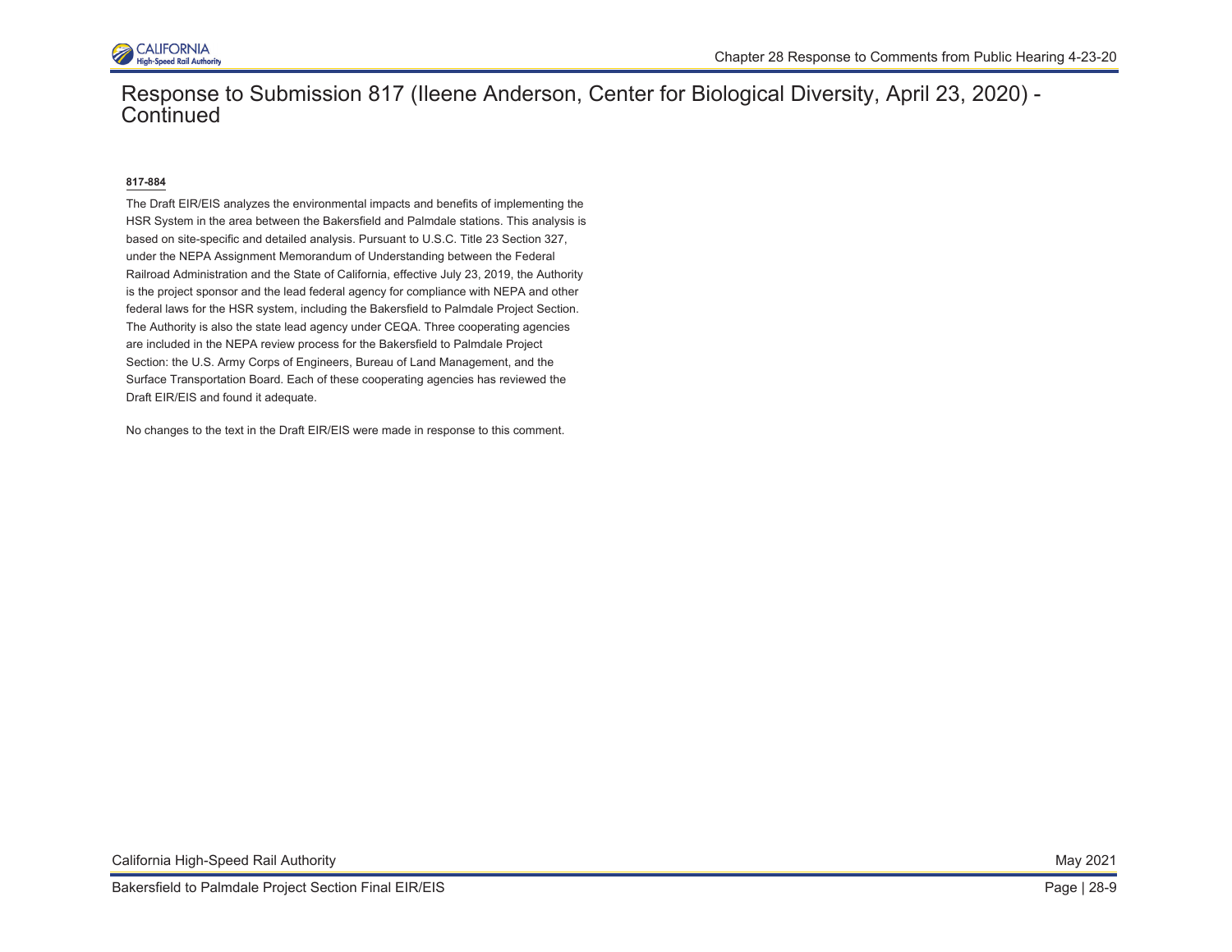# Response to Submission 817 (Ileene Anderson, Center for Biological Diversity, April 23, 2020) - Continued

**817-884**

The Draft EIR/EIS analyzes the environmental impacts and benefits of implementing the HSR System in the area between the Bakersfield and Palmdale stations. This analysis is based on site-specific and detailed analysis. Pursuant to U.S.C. Title 23 Section 327, under the NEPA Assignment Memorandum of Understanding between the Federal Railroad Administration and the State of California, effective July 23, 2019, the Authority is the project sponsor and the lead federal agency for compliance with NEPA and other federal laws for the HSR system, including the Bakersfield to Palmdale Project Section. The Authority is also the state lead agency under CEQA. Three cooperating agencies are included in the NEPA review process for the Bakersfield to Palmdale Project Section: the U.S. Army Corps of Engineers, Bureau of Land Management, and the Surface Transportation Board. Each of these cooperating agencies has reviewed the Draft EIR/EIS and found it adequate.

No changes to the text in the Draft EIR/EIS were made in response to this comment.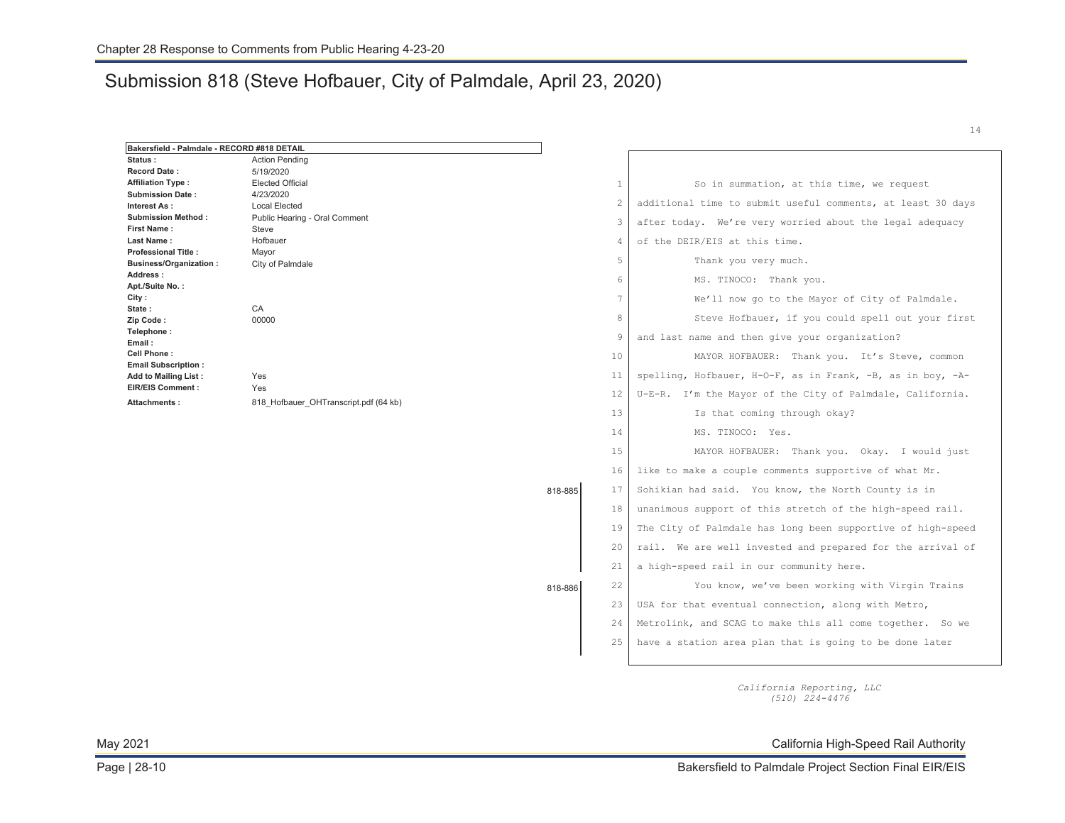# Submission 818 (Steve Hofbauer, City of Palmdale, April 23, 2020)

| Bakersfield - Palmdale - RECORD #818 DETAIL | |
|---|---|
| Status : | Action Pending |
| Record Date : | 5/19/2020 |
| Affiliation Type : | Elected Official |
| Submission Date : | 4/23/2020 |
| Interest As : | Local Elected |
| Submission Method : | Public Hearing - Oral Comment |
| First Name : | Steve |
| Last Name : | Hofbauer |
| Professional Title : | Mayor |
| Business/Organization : | City of Palmdale |
| Address : | |
| Apt./Suite No. : | |
| City : | |
| State : | CA |
| Zip Code : | 00000 |
| Telephone : | |
| Email : | |
| Cell Phone : | |
| Email Subscription : | |
| Add to Mailing List : | Yes |
| EIR/EIS Comment : | Yes |
| Attachments : | 818_Hofbauer_OHTranscript.pdf (64 kb) |

14

1 So in summation, at this time, we request
2 additional time to submit useful comments, at least 30 days
3 after today. We're very worried about the legal adequacy
4 of the DEIR/EIS at this time.
5 Thank you very much.
6 MS. TINOCO: Thank you.
7 We'll now go to the Mayor of City of Palmdale.
8 Steve Hofbauer, if you could spell out your first
9 and last name and then give your organization?
10 MAYOR HOFBAUER: Thank you. It's Steve, common
11 spelling, Hofbauer, H-O-F, as in Frank, -B, as in boy, -A-
12 U-E-R. I'm the Mayor of the City of Palmdale, California.
13 Is that coming through okay?
14 MS. TINOCO: Yes.
15 MAYOR HOFBAUER: Thank you. Okay. I would just
16 like to make a couple comments supportive of what Mr.

818-885

17 Sohikian had said. You know, the North County is in
18 unanimous support of this stretch of the high-speed rail.
19 The City of Palmdale has long been supportive of high-speed
20 rail. We are well invested and prepared for the arrival of
21 a high-speed rail in our community here.

818-886

22 You know, we've been working with Virgin Trains
23 USA for that eventual connection, along with Metro,
24 Metrolink, and SCAG to make this all come together. So we
25 have a station area plan that is going to be done later

*California Reporting, LLC*
*(510) 224-4476*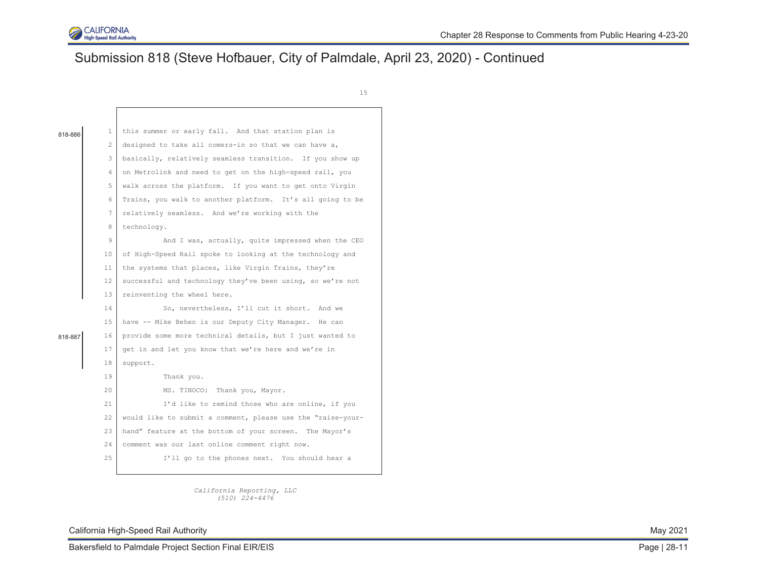## Submission 818 (Steve Hofbauer, City of Palmdale, April 23, 2020) - Continued

15

818-886

1 this summer or early fall. And that station plan is
2 designed to take all comers-in so that we can have a,
3 basically, relatively seamless transition. If you show up
4 on Metrolink and need to get on the high-speed rail, you
5 walk across the platform. If you want to get onto Virgin
6 Trains, you walk to another platform. It's all going to be
7 relatively seamless. And we're working with the
8 technology.
9 And I was, actually, quite impressed when the CEO
10 of High-Speed Rail spoke to looking at the technology and
11 the systems that places, like Virgin Trains, they're
12 successful and technology they've been using, so we're not
13 reinventing the wheel here.
14 So, nevertheless, I'll cut it short. And we
15 have -- Mike Behen is our Deputy City Manager. He can

818-887

16 provide some more technical details, but I just wanted to
17 get in and let you know that we're here and we're in
18 support.
19 Thank you.
20 MS. TINOCO: Thank you, Mayor.
21 I'd like to remind those who are online, if you
22 would like to submit a comment, please use the "raise-your-
23 hand" feature at the bottom of your screen. The Mayor's
24 comment was our last online comment right now.
25 I'll go to the phones next. You should hear a

*California Reporting, LLC*
*(510) 224-4476*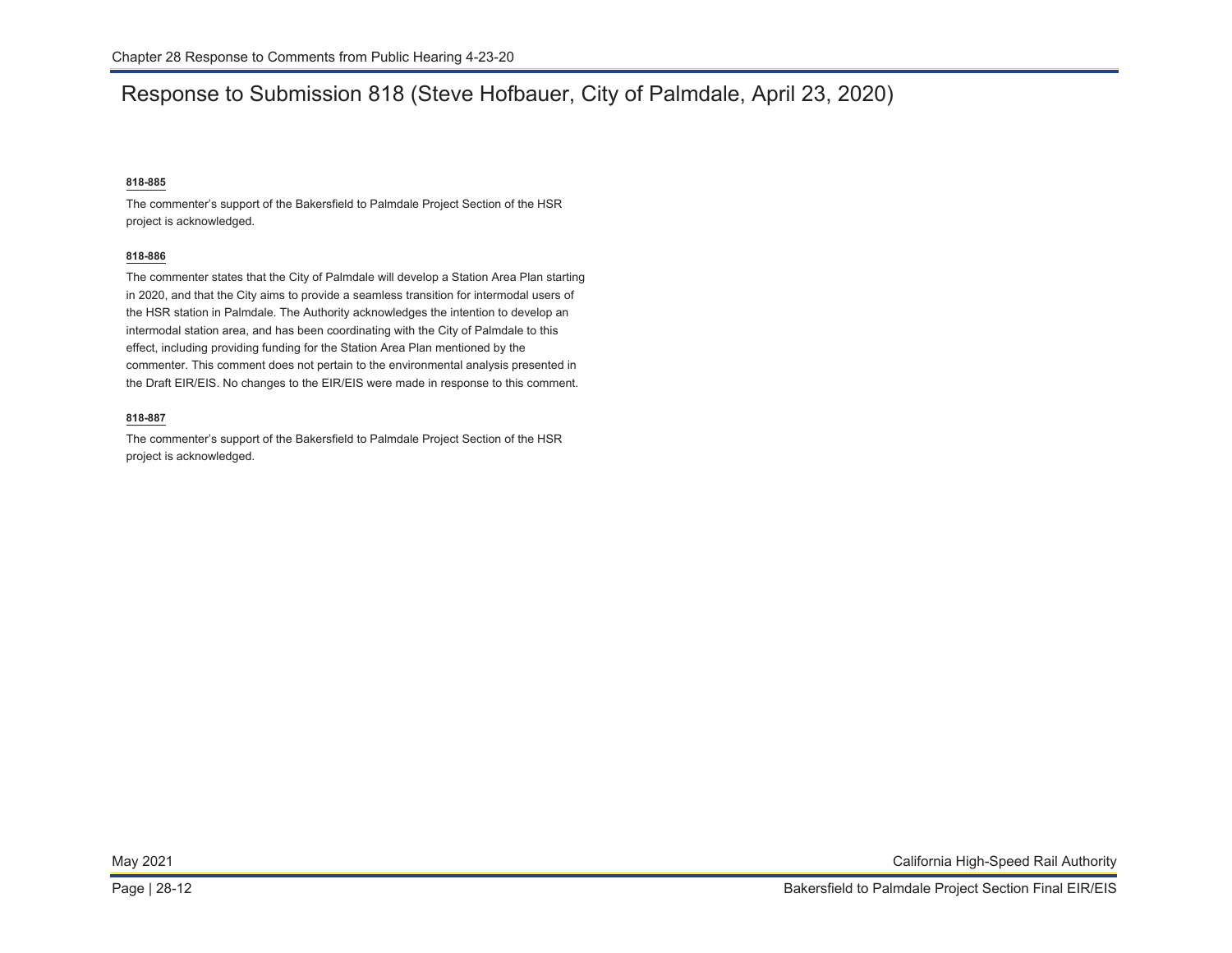# Response to Submission 818 (Steve Hofbauer, City of Palmdale, April 23, 2020)

**818-885**

The commenter's support of the Bakersfield to Palmdale Project Section of the HSR project is acknowledged.

**818-886**

The commenter states that the City of Palmdale will develop a Station Area Plan starting in 2020, and that the City aims to provide a seamless transition for intermodal users of the HSR station in Palmdale. The Authority acknowledges the intention to develop an intermodal station area, and has been coordinating with the City of Palmdale to this effect, including providing funding for the Station Area Plan mentioned by the commenter. This comment does not pertain to the environmental analysis presented in the Draft EIR/EIS. No changes to the EIR/EIS were made in response to this comment.

**818-887**

The commenter's support of the Bakersfield to Palmdale Project Section of the HSR project is acknowledged.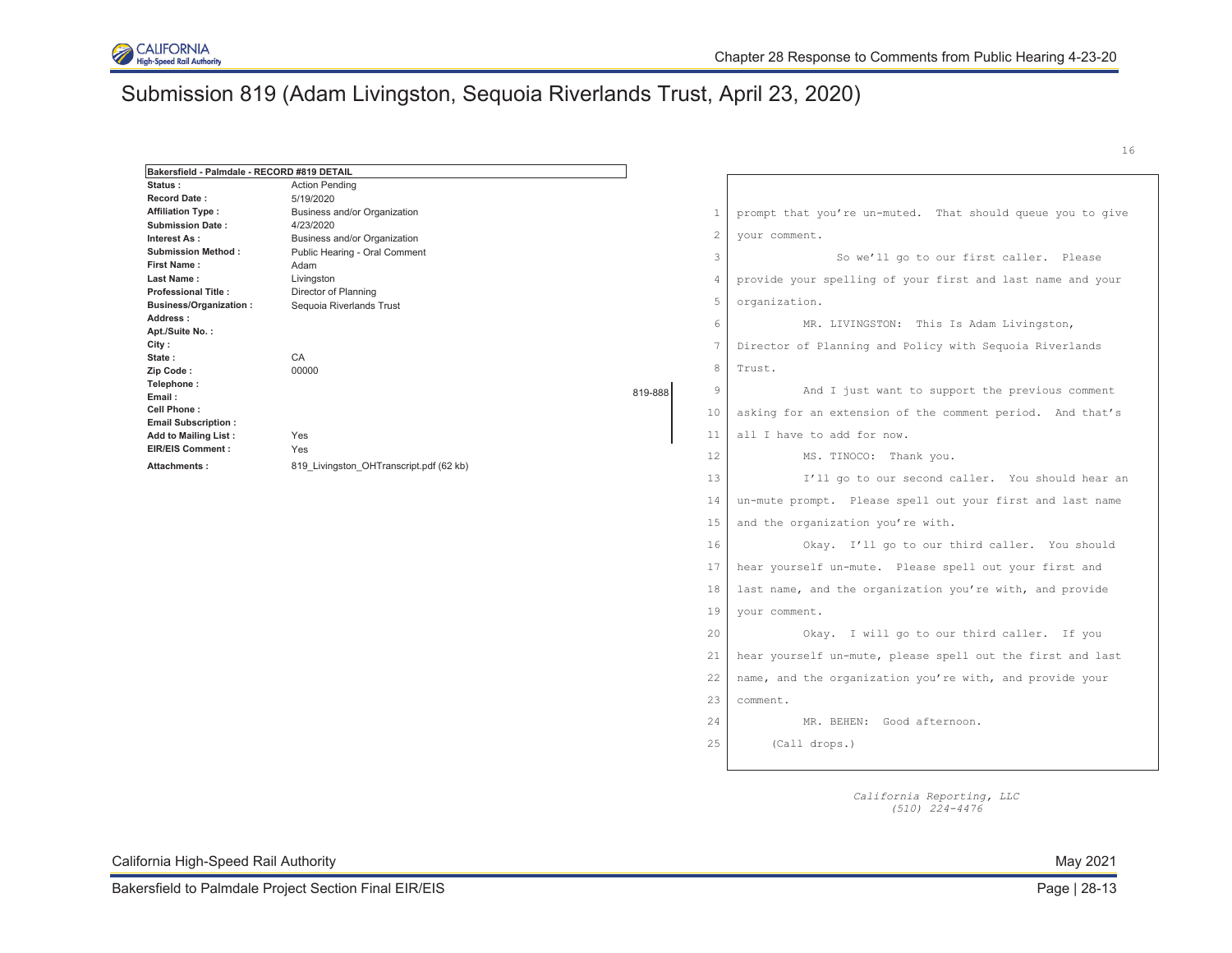# Submission 819 (Adam Livingston, Sequoia Riverlands Trust, April 23, 2020)

| Bakersfield - Palmdale - RECORD #819 DETAIL | |
|---|---|
| **Status :** | Action Pending |
| **Record Date :** | 5/19/2020 |
| **Affiliation Type :** | Business and/or Organization |
| **Submission Date :** | 4/23/2020 |
| **Interest As :** | Business and/or Organization |
| **Submission Method :** | Public Hearing - Oral Comment |
| **First Name :** | Adam |
| **Last Name :** | Livingston |
| **Professional Title :** | Director of Planning |
| **Business/Organization :** | Sequoia Riverlands Trust |
| **Address :** | |
| **Apt./Suite No. :** | |
| **City :** | |
| **State :** | CA |
| **Zip Code :** | 00000 |
| **Telephone :** | |
| **Email :** | |
| **Cell Phone :** | |
| **Email Subscription :** | |
| **Add to Mailing List :** | Yes |
| **EIR/EIS Comment :** | Yes |
| **Attachments :** | 819_Livingston_OHTranscript.pdf (62 kb) |

16

1 prompt that you're un-muted. That should queue you to give
2 your comment.
3 So we'll go to our first caller. Please
4 provide your spelling of your first and last name and your
5 organization.
6 MR. LIVINGSTON: This Is Adam Livingston,
7 Director of Planning and Policy with Sequoia Riverlands
8 Trust.
9 And I just want to support the previous comment
10 asking for an extension of the comment period. And that's
11 all I have to add for now.

819-888 (lines 9–11)

12 MS. TINOCO: Thank you.
13 I'll go to our second caller. You should hear an
14 un-mute prompt. Please spell out your first and last name
15 and the organization you're with.
16 Okay. I'll go to our third caller. You should
17 hear yourself un-mute. Please spell out your first and
18 last name, and the organization you're with, and provide
19 your comment.
20 Okay. I will go to our third caller. If you
21 hear yourself un-mute, please spell out the first and last
22 name, and the organization you're with, and provide your
23 comment.
24 MR. BEHEN: Good afternoon.
25 (Call drops.)

*California Reporting, LLC*
*(510) 224-4476*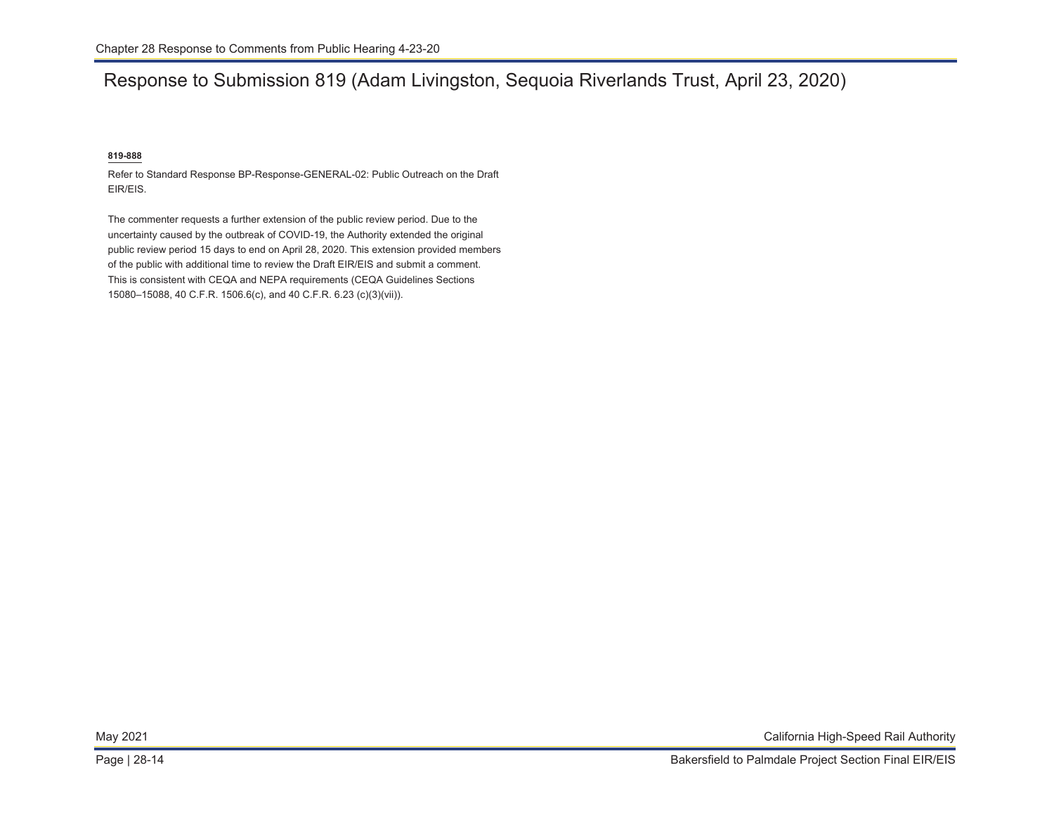# Response to Submission 819 (Adam Livingston, Sequoia Riverlands Trust, April 23, 2020)

**819-888**

Refer to Standard Response BP-Response-GENERAL-02: Public Outreach on the Draft EIR/EIS.

The commenter requests a further extension of the public review period. Due to the uncertainty caused by the outbreak of COVID-19, the Authority extended the original public review period 15 days to end on April 28, 2020. This extension provided members of the public with additional time to review the Draft EIR/EIS and submit a comment. This is consistent with CEQA and NEPA requirements (CEQA Guidelines Sections 15080–15088, 40 C.F.R. 1506.6(c), and 40 C.F.R. 6.23 (c)(3)(vii)).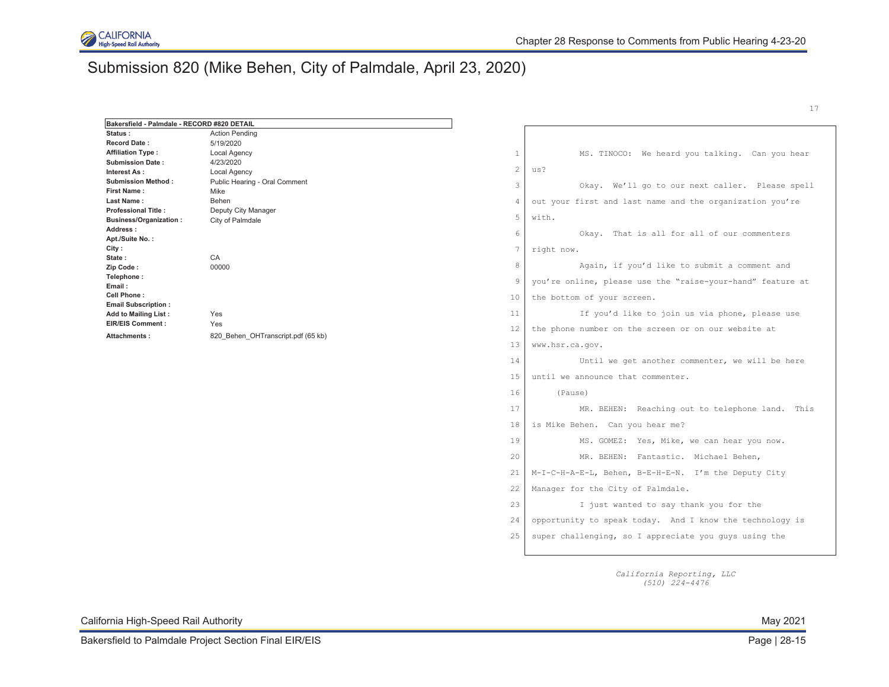# Submission 820 (Mike Behen, City of Palmdale, April 23, 2020)

| Bakersfield - Palmdale - RECORD #820 DETAIL | |
|---|---|
| **Status :** | Action Pending |
| **Record Date :** | 5/19/2020 |
| **Affiliation Type :** | Local Agency |
| **Submission Date :** | 4/23/2020 |
| **Interest As :** | Local Agency |
| **Submission Method :** | Public Hearing - Oral Comment |
| **First Name :** | Mike |
| **Last Name :** | Behen |
| **Professional Title :** | Deputy City Manager |
| **Business/Organization :** | City of Palmdale |
| **Address :** | |
| **Apt./Suite No. :** | |
| **City :** | |
| **State :** | CA |
| **Zip Code :** | 00000 |
| **Telephone :** | |
| **Email :** | |
| **Cell Phone :** | |
| **Email Subscription :** | |
| **Add to Mailing List :** | Yes |
| **EIR/EIS Comment :** | Yes |
| **Attachments :** | 820_Behen_OHTranscript.pdf (65 kb) |

17

1 MS. TINOCO: We heard you talking. Can you hear
2 us?
3 Okay. We'll go to our next caller. Please spell
4 out your first and last name and the organization you're
5 with.
6 Okay. That is all for all of our commenters
7 right now.
8 Again, if you'd like to submit a comment and
9 you're online, please use the "raise-your-hand" feature at
10 the bottom of your screen.
11 If you'd like to join us via phone, please use
12 the phone number on the screen or on our website at
13 www.hsr.ca.gov.
14 Until we get another commenter, we will be here
15 until we announce that commenter.
16 (Pause)
17 MR. BEHEN: Reaching out to telephone land. This
18 is Mike Behen. Can you hear me?
19 MS. GOMEZ: Yes, Mike, we can hear you now.
20 MR. BEHEN: Fantastic. Michael Behen,
21 M-I-C-H-A-E-L, Behen, B-E-H-E-N. I'm the Deputy City
22 Manager for the City of Palmdale.
23 I just wanted to say thank you for the
24 opportunity to speak today. And I know the technology is
25 super challenging, so I appreciate you guys using the

*California Reporting, LLC*
*(510) 224-4476*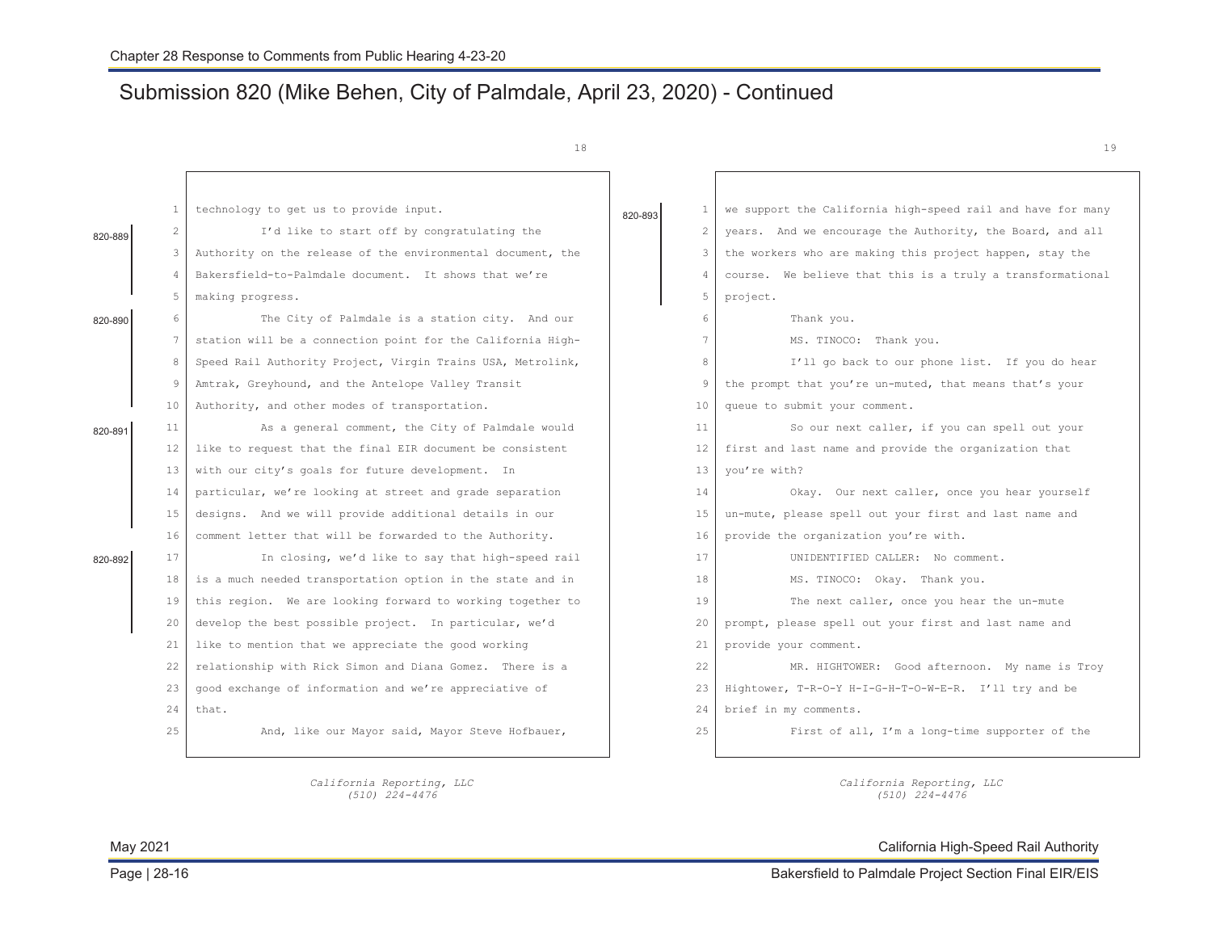# Submission 820 (Mike Behen, City of Palmdale, April 23, 2020) - Continued

18

1 technology to get us to provide input.

820-889

2 I'd like to start off by congratulating the
3 Authority on the release of the environmental document, the
4 Bakersfield-to-Palmdale document. It shows that we're
5 making progress.

820-890

6 The City of Palmdale is a station city. And our
7 station will be a connection point for the California High-
8 Speed Rail Authority Project, Virgin Trains USA, Metrolink,
9 Amtrak, Greyhound, and the Antelope Valley Transit
10 Authority, and other modes of transportation.

820-891

11 As a general comment, the City of Palmdale would
12 like to request that the final EIR document be consistent
13 with our city's goals for future development. In
14 particular, we're looking at street and grade separation
15 designs. And we will provide additional details in our
16 comment letter that will be forwarded to the Authority.

820-892

17 In closing, we'd like to say that high-speed rail
18 is a much needed transportation option in the state and in
19 this region. We are looking forward to working together to
20 develop the best possible project. In particular, we'd
21 like to mention that we appreciate the good working
22 relationship with Rick Simon and Diana Gomez. There is a
23 good exchange of information and we're appreciative of
24 that.
25 And, like our Mayor said, Mayor Steve Hofbauer,

*California Reporting, LLC*
*(510) 224-4476*

19

820-893

1 we support the California high-speed rail and have for many
2 years. And we encourage the Authority, the Board, and all
3 the workers who are making this project happen, stay the
4 course. We believe that this is a truly a transformational
5 project.

6 Thank you.
7 MS. TINOCO: Thank you.
8 I'll go back to our phone list. If you do hear
9 the prompt that you're un-muted, that means that's your
10 queue to submit your comment.
11 So our next caller, if you can spell out your
12 first and last name and provide the organization that
13 you're with?
14 Okay. Our next caller, once you hear yourself
15 un-mute, please spell out your first and last name and
16 provide the organization you're with.
17 UNIDENTIFIED CALLER: No comment.
18 MS. TINOCO: Okay. Thank you.
19 The next caller, once you hear the un-mute
20 prompt, please spell out your first and last name and
21 provide your comment.
22 MR. HIGHTOWER: Good afternoon. My name is Troy
23 Hightower, T-R-O-Y H-I-G-H-T-O-W-E-R. I'll try and be
24 brief in my comments.
25 First of all, I'm a long-time supporter of the

*California Reporting, LLC*
*(510) 224-4476*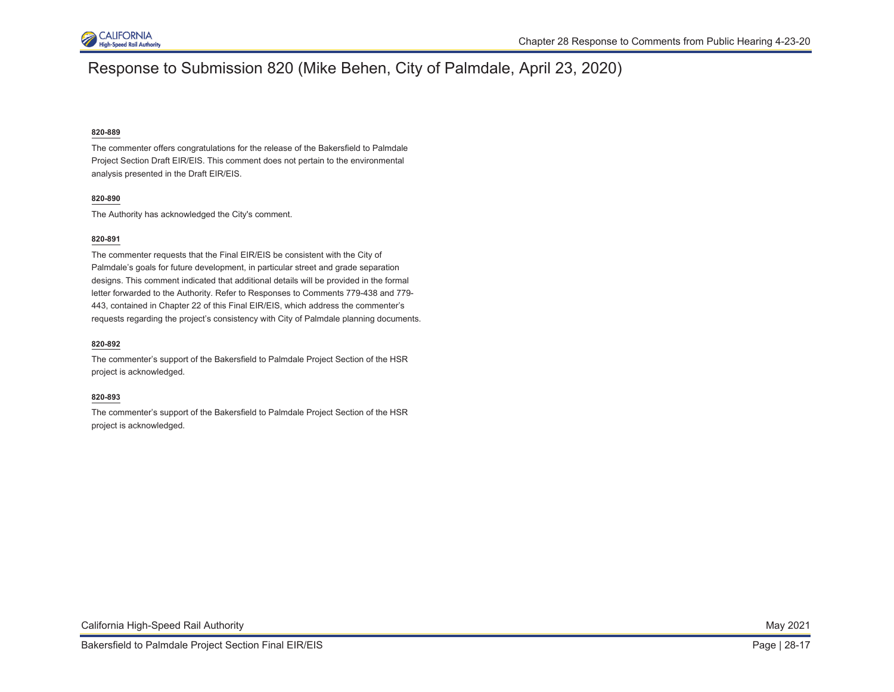# Response to Submission 820 (Mike Behen, City of Palmdale, April 23, 2020)

**820-889**

The commenter offers congratulations for the release of the Bakersfield to Palmdale Project Section Draft EIR/EIS. This comment does not pertain to the environmental analysis presented in the Draft EIR/EIS.

**820-890**

The Authority has acknowledged the City's comment.

**820-891**

The commenter requests that the Final EIR/EIS be consistent with the City of Palmdale's goals for future development, in particular street and grade separation designs. This comment indicated that additional details will be provided in the formal letter forwarded to the Authority. Refer to Responses to Comments 779-438 and 779-443, contained in Chapter 22 of this Final EIR/EIS, which address the commenter's requests regarding the project's consistency with City of Palmdale planning documents.

**820-892**

The commenter's support of the Bakersfield to Palmdale Project Section of the HSR project is acknowledged.

**820-893**

The commenter's support of the Bakersfield to Palmdale Project Section of the HSR project is acknowledged.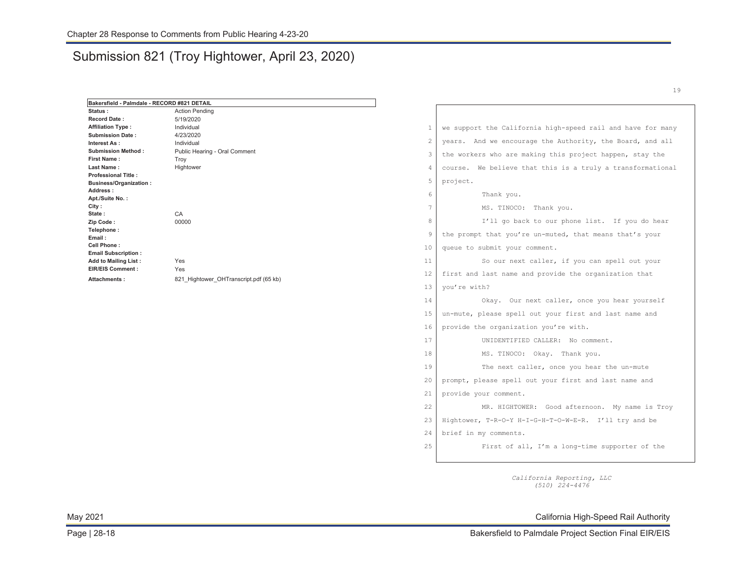# Submission 821 (Troy Hightower, April 23, 2020)

| Bakersfield - Palmdale - RECORD #821 DETAIL | |
|---|---|
| **Status :** | Action Pending |
| **Record Date :** | 5/19/2020 |
| **Affiliation Type :** | Individual |
| **Submission Date :** | 4/23/2020 |
| **Interest As :** | Individual |
| **Submission Method :** | Public Hearing - Oral Comment |
| **First Name :** | Troy |
| **Last Name :** | Hightower |
| **Professional Title :** | |
| **Business/Organization :** | |
| **Address :** | |
| **Apt./Suite No. :** | |
| **City :** | |
| **State :** | CA |
| **Zip Code :** | 00000 |
| **Telephone :** | |
| **Email :** | |
| **Cell Phone :** | |
| **Email Subscription :** | |
| **Add to Mailing List :** | Yes |
| **EIR/EIS Comment :** | Yes |
| **Attachments :** | 821_Hightower_OHTranscript.pdf (65 kb) |

19

1 we support the California high-speed rail and have for many
2 years. And we encourage the Authority, the Board, and all
3 the workers who are making this project happen, stay the
4 course. We believe that this is a truly a transformational
5 project.
6 Thank you.
7 MS. TINOCO: Thank you.
8 I'll go back to our phone list. If you do hear
9 the prompt that you're un-muted, that means that's your
10 queue to submit your comment.
11 So our next caller, if you can spell out your
12 first and last name and provide the organization that
13 you're with?
14 Okay. Our next caller, once you hear yourself
15 un-mute, please spell out your first and last name and
16 provide the organization you're with.
17 UNIDENTIFIED CALLER: No comment.
18 MS. TINOCO: Okay. Thank you.
19 The next caller, once you hear the un-mute
20 prompt, please spell out your first and last name and
21 provide your comment.
22 MR. HIGHTOWER: Good afternoon. My name is Troy
23 Hightower, T-R-O-Y H-I-G-H-T-O-W-E-R. I'll try and be
24 brief in my comments.
25 First of all, I'm a long-time supporter of the

*California Reporting, LLC*
*(510) 224-4476*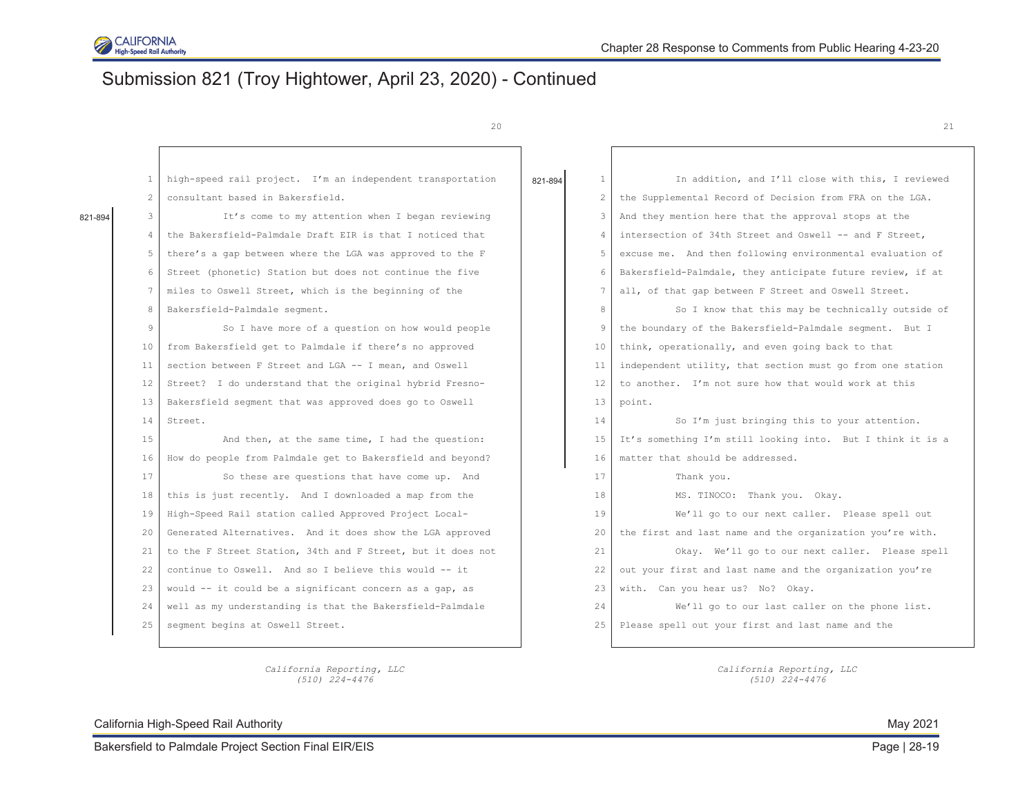# Submission 821 (Troy Hightower, April 23, 2020) - Continued

20

821-894

1 high-speed rail project. I'm an independent transportation
2 consultant based in Bakersfield.
3 It's come to my attention when I began reviewing
4 the Bakersfield-Palmdale Draft EIR is that I noticed that
5 there's a gap between where the LGA was approved to the F
6 Street (phonetic) Station but does not continue the five
7 miles to Oswell Street, which is the beginning of the
8 Bakersfield-Palmdale segment.
9 So I have more of a question on how would people
10 from Bakersfield get to Palmdale if there's no approved
11 section between F Street and LGA -- I mean, and Oswell
12 Street? I do understand that the original hybrid Fresno-
13 Bakersfield segment that was approved does go to Oswell
14 Street.
15 And then, at the same time, I had the question:
16 How do people from Palmdale get to Bakersfield and beyond?
17 So these are questions that have come up. And
18 this is just recently. And I downloaded a map from the
19 High-Speed Rail station called Approved Project Local-
20 Generated Alternatives. And it does show the LGA approved
21 to the F Street Station, 34th and F Street, but it does not
22 continue to Oswell. And so I believe this would -- it
23 would -- it could be a significant concern as a gap, as
24 well as my understanding is that the Bakersfield-Palmdale
25 segment begins at Oswell Street.

*California Reporting, LLC*
*(510) 224-4476*

21

821-894

1 In addition, and I'll close with this, I reviewed
2 the Supplemental Record of Decision from FRA on the LGA.
3 And they mention here that the approval stops at the
4 intersection of 34th Street and Oswell -- and F Street,
5 excuse me. And then following environmental evaluation of
6 Bakersfield-Palmdale, they anticipate future review, if at
7 all, of that gap between F Street and Oswell Street.
8 So I know that this may be technically outside of
9 the boundary of the Bakersfield-Palmdale segment. But I
10 think, operationally, and even going back to that
11 independent utility, that section must go from one station
12 to another. I'm not sure how that would work at this
13 point.
14 So I'm just bringing this to your attention.
15 It's something I'm still looking into. But I think it is a
16 matter that should be addressed.
17 Thank you.
18 MS. TINOCO: Thank you. Okay.
19 We'll go to our next caller. Please spell out
20 the first and last name and the organization you're with.
21 Okay. We'll go to our next caller. Please spell
22 out your first and last name and the organization you're
23 with. Can you hear us? No? Okay.
24 We'll go to our last caller on the phone list.
25 Please spell out your first and last name and the

*California Reporting, LLC*
*(510) 224-4476*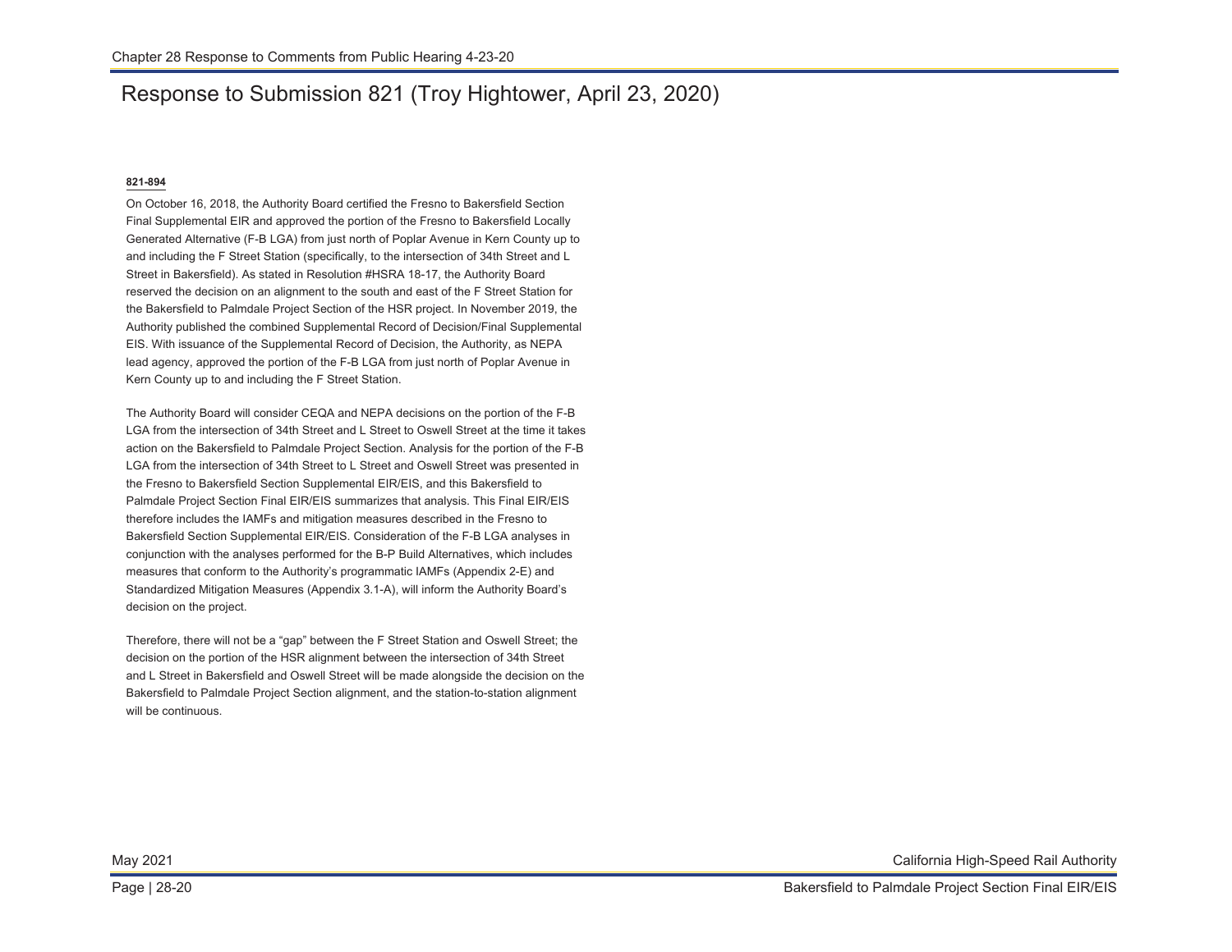# Response to Submission 821 (Troy Hightower, April 23, 2020)

**821-894**

On October 16, 2018, the Authority Board certified the Fresno to Bakersfield Section Final Supplemental EIR and approved the portion of the Fresno to Bakersfield Locally Generated Alternative (F-B LGA) from just north of Poplar Avenue in Kern County up to and including the F Street Station (specifically, to the intersection of 34th Street and L Street in Bakersfield). As stated in Resolution #HSRA 18-17, the Authority Board reserved the decision on an alignment to the south and east of the F Street Station for the Bakersfield to Palmdale Project Section of the HSR project. In November 2019, the Authority published the combined Supplemental Record of Decision/Final Supplemental EIS. With issuance of the Supplemental Record of Decision, the Authority, as NEPA lead agency, approved the portion of the F-B LGA from just north of Poplar Avenue in Kern County up to and including the F Street Station.

The Authority Board will consider CEQA and NEPA decisions on the portion of the F-B LGA from the intersection of 34th Street and L Street to Oswell Street at the time it takes action on the Bakersfield to Palmdale Project Section. Analysis for the portion of the F-B LGA from the intersection of 34th Street to L Street and Oswell Street was presented in the Fresno to Bakersfield Section Supplemental EIR/EIS, and this Bakersfield to Palmdale Project Section Final EIR/EIS summarizes that analysis. This Final EIR/EIS therefore includes the IAMFs and mitigation measures described in the Fresno to Bakersfield Section Supplemental EIR/EIS. Consideration of the F-B LGA analyses in conjunction with the analyses performed for the B-P Build Alternatives, which includes measures that conform to the Authority's programmatic IAMFs (Appendix 2-E) and Standardized Mitigation Measures (Appendix 3.1-A), will inform the Authority Board's decision on the project.

Therefore, there will not be a "gap" between the F Street Station and Oswell Street; the decision on the portion of the HSR alignment between the intersection of 34th Street and L Street in Bakersfield and Oswell Street will be made alongside the decision on the Bakersfield to Palmdale Project Section alignment, and the station-to-station alignment will be continuous.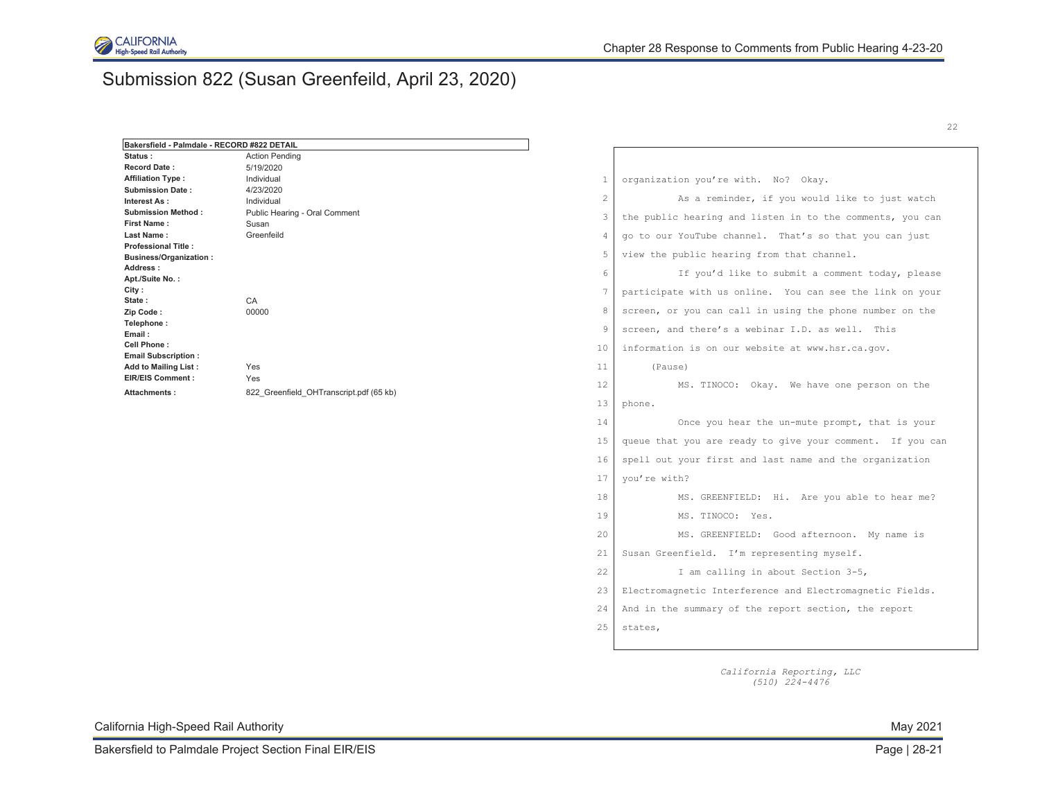# Submission 822 (Susan Greenfeild, April 23, 2020)

| Bakersfield - Palmdale - RECORD #822 DETAIL | |
|---|---|
| **Status :** | Action Pending |
| **Record Date :** | 5/19/2020 |
| **Affiliation Type :** | Individual |
| **Submission Date :** | 4/23/2020 |
| **Interest As :** | Individual |
| **Submission Method :** | Public Hearing - Oral Comment |
| **First Name :** | Susan |
| **Last Name :** | Greenfeild |
| **Professional Title :** | |
| **Business/Organization :** | |
| **Address :** | |
| **Apt./Suite No. :** | |
| **City :** | |
| **State :** | CA |
| **Zip Code :** | 00000 |
| **Telephone :** | |
| **Email :** | |
| **Cell Phone :** | |
| **Email Subscription :** | |
| **Add to Mailing List :** | Yes |
| **EIR/EIS Comment :** | Yes |
| **Attachments :** | 822_Greenfield_OHTranscript.pdf (65 kb) |

22

1 organization you're with. No? Okay.
2 As a reminder, if you would like to just watch
3 the public hearing and listen in to the comments, you can
4 go to our YouTube channel. That's so that you can just
5 view the public hearing from that channel.
6 If you'd like to submit a comment today, please
7 participate with us online. You can see the link on your
8 screen, or you can call in using the phone number on the
9 screen, and there's a webinar I.D. as well. This
10 information is on our website at www.hsr.ca.gov.
11 (Pause)
12 MS. TINOCO: Okay. We have one person on the
13 phone.
14 Once you hear the un-mute prompt, that is your
15 queue that you are ready to give your comment. If you can
16 spell out your first and last name and the organization
17 you're with?
18 MS. GREENFIELD: Hi. Are you able to hear me?
19 MS. TINOCO: Yes.
20 MS. GREENFIELD: Good afternoon. My name is
21 Susan Greenfield. I'm representing myself.
22 I am calling in about Section 3-5,
23 Electromagnetic Interference and Electromagnetic Fields.
24 And in the summary of the report section, the report
25 states,

*California Reporting, LLC*
*(510) 224-4476*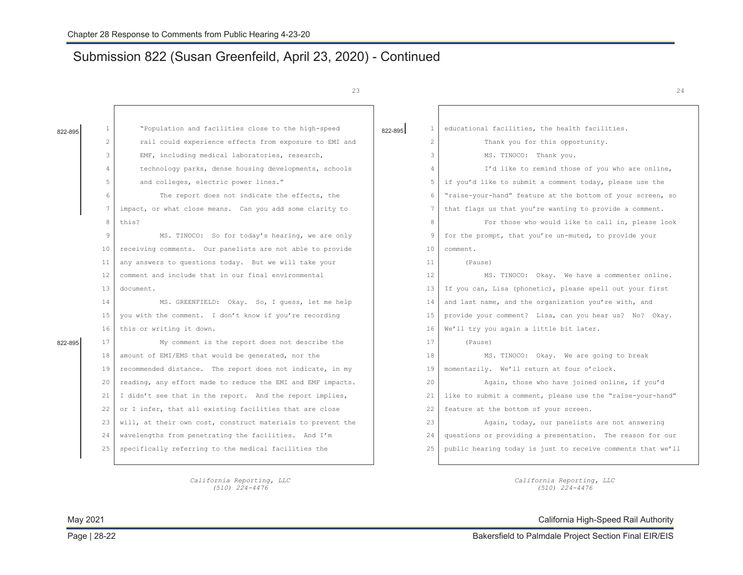# Submission 822 (Susan Greenfeild, April 23, 2020) - Continued

**Page 23**

822-895

1 "Population and facilities close to the high-speed
2 rail could experience effects from exposure to EMI and
3 EMF, including medical laboratories, research,
4 technology parks, dense housing developments, schools
5 and colleges, electric power lines."
6 The report does not indicate the effects, the
7 impact, or what close means. Can you add some clarity to
8 this?
9 MS. TINOCO: So for today's hearing, we are only
10 receiving comments. Our panelists are not able to provide
11 any answers to questions today. But we will take your
12 comment and include that in our final environmental
13 document.
14 MS. GREENFIELD: Okay. So, I guess, let me help
15 you with the comment. I don't know if you're recording
16 this or writing it down.

822-895

17 My comment is the report does not describe the
18 amount of EMI/EMS that would be generated, nor the
19 recommended distance. The report does not indicate, in my
20 reading, any effort made to reduce the EMI and EMF impacts.
21 I didn't see that in the report. And the report implies,
22 or I infer, that all existing facilities that are close
23 will, at their own cost, construct materials to prevent the
24 wavelengths from penetrating the facilities. And I'm
25 specifically referring to the medical facilities the

*California Reporting, LLC*
*(510) 224-4476*

**Page 24**

822-895

1 educational facilities, the health facilities.
2 Thank you for this opportunity.
3 MS. TINOCO: Thank you.
4 I'd like to remind those of you who are online,
5 if you'd like to submit a comment today, please use the
6 "raise-your-hand" feature at the bottom of your screen, so
7 that flags us that you're wanting to provide a comment.
8 For those who would like to call in, please look
9 for the prompt, that you're un-muted, to provide your
10 comment.
11 (Pause)
12 MS. TINOCO: Okay. We have a commenter online.
13 If you can, Lisa (phonetic), please spell out your first
14 and last name, and the organization you're with, and
15 provide your comment? Lisa, can you hear us? No? Okay.
16 We'll try you again a little bit later.
17 (Pause)
18 MS. TINOCO: Okay. We are going to break
19 momentarily. We'll return at four o'clock.
20 Again, those who have joined online, if you'd
21 like to submit a comment, please use the "raise-your-hand"
22 feature at the bottom of your screen.
23 Again, today, our panelists are not answering
24 questions or providing a presentation. The reason for our
25 public hearing today is just to receive comments that we'll

*California Reporting, LLC*
*(510) 224-4476*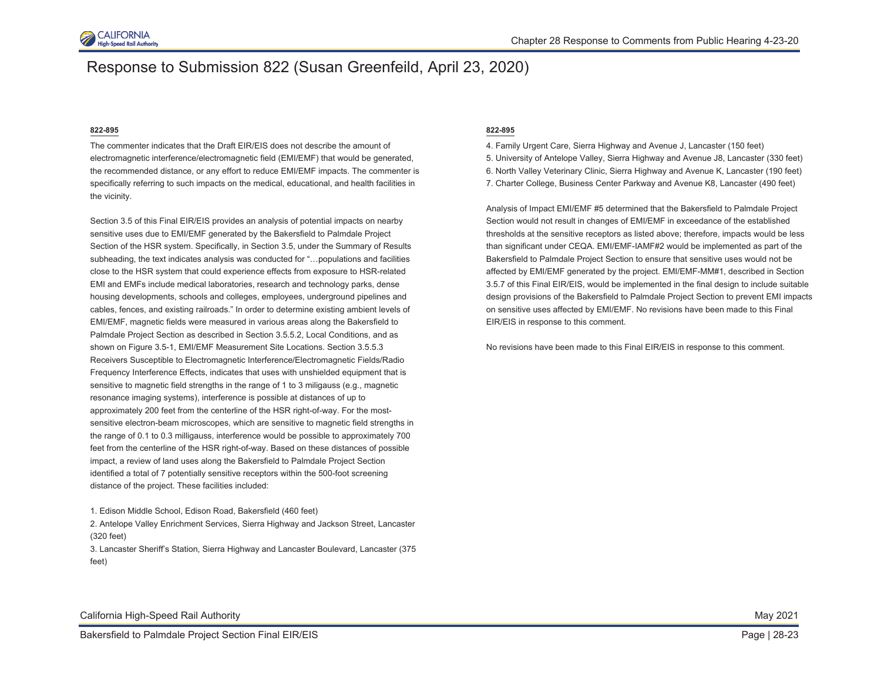# Response to Submission 822 (Susan Greenfeild, April 23, 2020)

**822-895**

The commenter indicates that the Draft EIR/EIS does not describe the amount of electromagnetic interference/electromagnetic field (EMI/EMF) that would be generated, the recommended distance, or any effort to reduce EMI/EMF impacts. The commenter is specifically referring to such impacts on the medical, educational, and health facilities in the vicinity.

Section 3.5 of this Final EIR/EIS provides an analysis of potential impacts on nearby sensitive uses due to EMI/EMF generated by the Bakersfield to Palmdale Project Section of the HSR system. Specifically, in Section 3.5, under the Summary of Results subheading, the text indicates analysis was conducted for "…populations and facilities close to the HSR system that could experience effects from exposure to HSR-related EMI and EMFs include medical laboratories, research and technology parks, dense housing developments, schools and colleges, employees, underground pipelines and cables, fences, and existing railroads." In order to determine existing ambient levels of EMI/EMF, magnetic fields were measured in various areas along the Bakersfield to Palmdale Project Section as described in Section 3.5.5.2, Local Conditions, and as shown on Figure 3.5-1, EMI/EMF Measurement Site Locations. Section 3.5.5.3 Receivers Susceptible to Electromagnetic Interference/Electromagnetic Fields/Radio Frequency Interference Effects, indicates that uses with unshielded equipment that is sensitive to magnetic field strengths in the range of 1 to 3 miligauss (e.g., magnetic resonance imaging systems), interference is possible at distances of up to approximately 200 feet from the centerline of the HSR right-of-way. For the most-sensitive electron-beam microscopes, which are sensitive to magnetic field strengths in the range of 0.1 to 0.3 milligauss, interference would be possible to approximately 700 feet from the centerline of the HSR right-of-way. Based on these distances of possible impact, a review of land uses along the Bakersfield to Palmdale Project Section identified a total of 7 potentially sensitive receptors within the 500-foot screening distance of the project. These facilities included:

1. Edison Middle School, Edison Road, Bakersfield (460 feet)
2. Antelope Valley Enrichment Services, Sierra Highway and Jackson Street, Lancaster (320 feet)
3. Lancaster Sheriff's Station, Sierra Highway and Lancaster Boulevard, Lancaster (375 feet)

**822-895**

4. Family Urgent Care, Sierra Highway and Avenue J, Lancaster (150 feet)
5. University of Antelope Valley, Sierra Highway and Avenue J8, Lancaster (330 feet)
6. North Valley Veterinary Clinic, Sierra Highway and Avenue K, Lancaster (190 feet)
7. Charter College, Business Center Parkway and Avenue K8, Lancaster (490 feet)

Analysis of Impact EMI/EMF #5 determined that the Bakersfield to Palmdale Project Section would not result in changes of EMI/EMF in exceedance of the established thresholds at the sensitive receptors as listed above; therefore, impacts would be less than significant under CEQA. EMI/EMF-IAMF#2 would be implemented as part of the Bakersfield to Palmdale Project Section to ensure that sensitive uses would not be affected by EMI/EMF generated by the project. EMI/EMF-MM#1, described in Section 3.5.7 of this Final EIR/EIS, would be implemented in the final design to include suitable design provisions of the Bakersfield to Palmdale Project Section to prevent EMI impacts on sensitive uses affected by EMI/EMF. No revisions have been made to this Final EIR/EIS in response to this comment.

No revisions have been made to this Final EIR/EIS in response to this comment.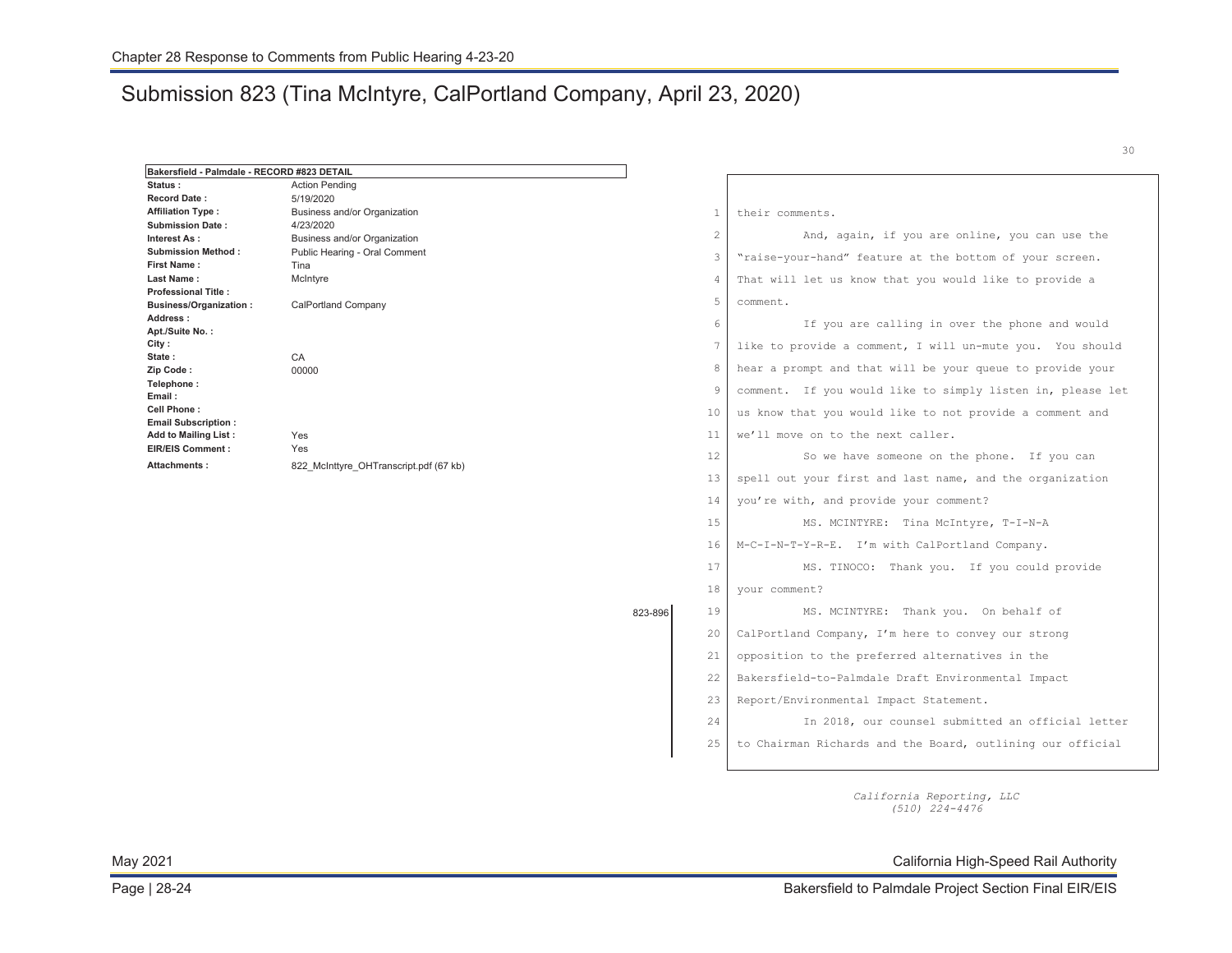## Submission 823 (Tina McIntyre, CalPortland Company, April 23, 2020)

| Bakersfield - Palmdale - RECORD #823 DETAIL | |
|---|---|
| Status : | Action Pending |
| Record Date : | 5/19/2020 |
| Affiliation Type : | Business and/or Organization |
| Submission Date : | 4/23/2020 |
| Interest As : | Business and/or Organization |
| Submission Method : | Public Hearing - Oral Comment |
| First Name : | Tina |
| Last Name : | McIntyre |
| Professional Title : | |
| Business/Organization : | CalPortland Company |
| Address : | |
| Apt./Suite No. : | |
| City : | |
| State : | CA |
| Zip Code : | 00000 |
| Telephone : | |
| Email : | |
| Cell Phone : | |
| Email Subscription : | |
| Add to Mailing List : | Yes |
| EIR/EIS Comment : | Yes |
| Attachments : | 822_McInttyre_OHTranscript.pdf (67 kb) |

30

1 their comments.

2 And, again, if you are online, you can use the

3 "raise-your-hand" feature at the bottom of your screen.

4 That will let us know that you would like to provide a

5 comment.

6 If you are calling in over the phone and would

7 like to provide a comment, I will un-mute you. You should

8 hear a prompt and that will be your queue to provide your

9 comment. If you would like to simply listen in, please let

10 us know that you would like to not provide a comment and

11 we'll move on to the next caller.

12 So we have someone on the phone. If you can

13 spell out your first and last name, and the organization

14 you're with, and provide your comment?

15 MS. MCINTYRE: Tina McIntyre, T-I-N-A

16 M-C-I-N-T-Y-R-E. I'm with CalPortland Company.

17 MS. TINOCO: Thank you. If you could provide

18 your comment?

823-896

19 MS. MCINTYRE: Thank you. On behalf of

20 CalPortland Company, I'm here to convey our strong

21 opposition to the preferred alternatives in the

22 Bakersfield-to-Palmdale Draft Environmental Impact

23 Report/Environmental Impact Statement.

24 In 2018, our counsel submitted an official letter

25 to Chairman Richards and the Board, outlining our official

*California Reporting, LLC*
*(510) 224-4476*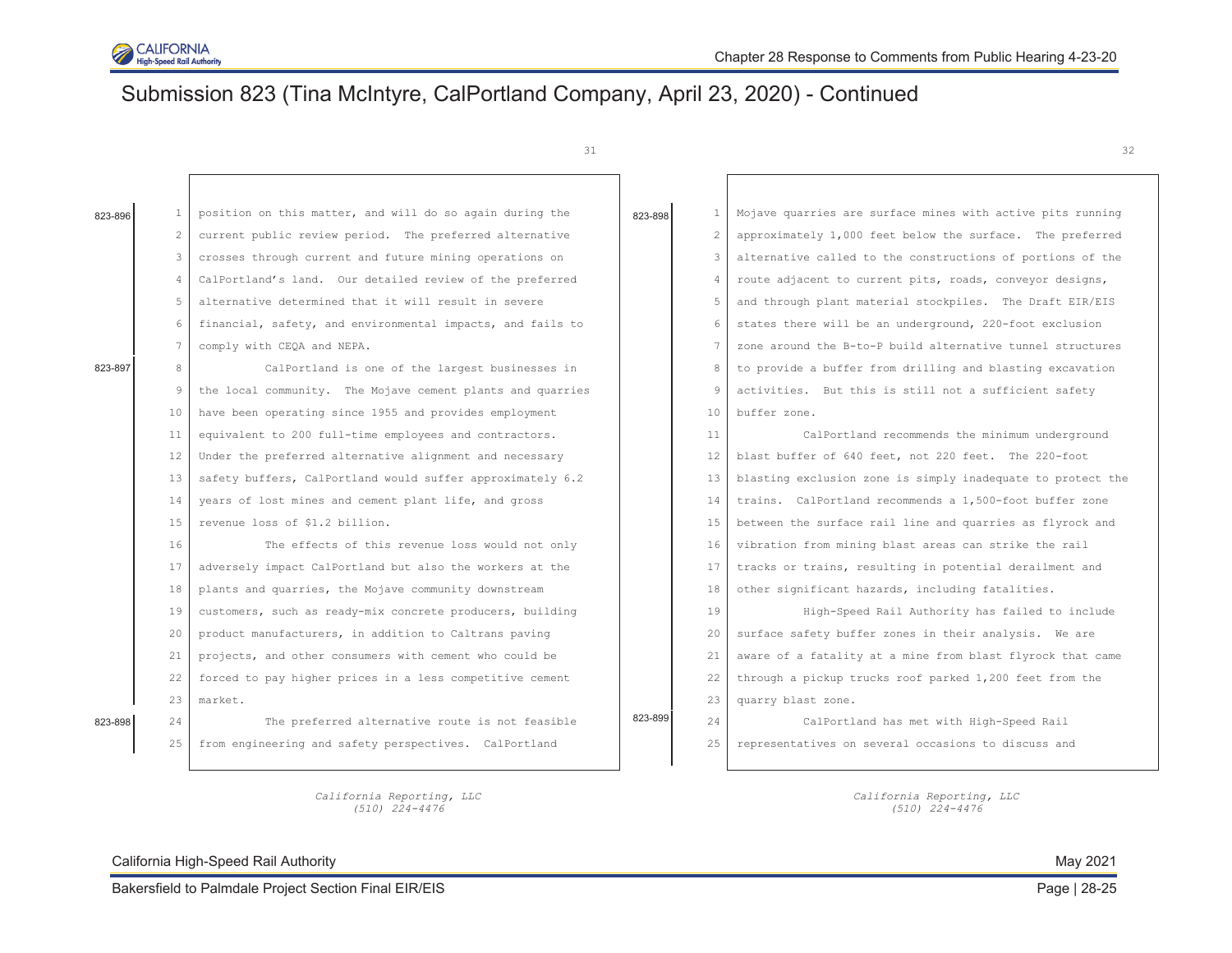# Submission 823 (Tina McIntyre, CalPortland Company, April 23, 2020) - Continued

31

823-896

1 position on this matter, and will do so again during the
2 current public review period. The preferred alternative
3 crosses through current and future mining operations on
4 CalPortland's land. Our detailed review of the preferred
5 alternative determined that it will result in severe
6 financial, safety, and environmental impacts, and fails to
7 comply with CEQA and NEPA.

823-897

8 CalPortland is one of the largest businesses in
9 the local community. The Mojave cement plants and quarries
10 have been operating since 1955 and provides employment
11 equivalent to 200 full-time employees and contractors.
12 Under the preferred alternative alignment and necessary
13 safety buffers, CalPortland would suffer approximately 6.2
14 years of lost mines and cement plant life, and gross
15 revenue loss of $1.2 billion.
16 The effects of this revenue loss would not only
17 adversely impact CalPortland but also the workers at the
18 plants and quarries, the Mojave community downstream
19 customers, such as ready-mix concrete producers, building
20 product manufacturers, in addition to Caltrans paving
21 projects, and other consumers with cement who could be
22 forced to pay higher prices in a less competitive cement
23 market.

823-898

24 The preferred alternative route is not feasible
25 from engineering and safety perspectives. CalPortland

*California Reporting, LLC*
*(510) 224-4476*

32

823-898

1 Mojave quarries are surface mines with active pits running
2 approximately 1,000 feet below the surface. The preferred
3 alternative called to the constructions of portions of the
4 route adjacent to current pits, roads, conveyor designs,
5 and through plant material stockpiles. The Draft EIR/EIS
6 states there will be an underground, 220-foot exclusion
7 zone around the B-to-P build alternative tunnel structures
8 to provide a buffer from drilling and blasting excavation
9 activities. But this is still not a sufficient safety
10 buffer zone.
11 CalPortland recommends the minimum underground
12 blast buffer of 640 feet, not 220 feet. The 220-foot
13 blasting exclusion zone is simply inadequate to protect the
14 trains. CalPortland recommends a 1,500-foot buffer zone
15 between the surface rail line and quarries as flyrock and
16 vibration from mining blast areas can strike the rail
17 tracks or trains, resulting in potential derailment and
18 other significant hazards, including fatalities.
19 High-Speed Rail Authority has failed to include
20 surface safety buffer zones in their analysis. We are
21 aware of a fatality at a mine from blast flyrock that came
22 through a pickup trucks roof parked 1,200 feet from the
23 quarry blast zone.

823-899

24 CalPortland has met with High-Speed Rail
25 representatives on several occasions to discuss and

*California Reporting, LLC*
*(510) 224-4476*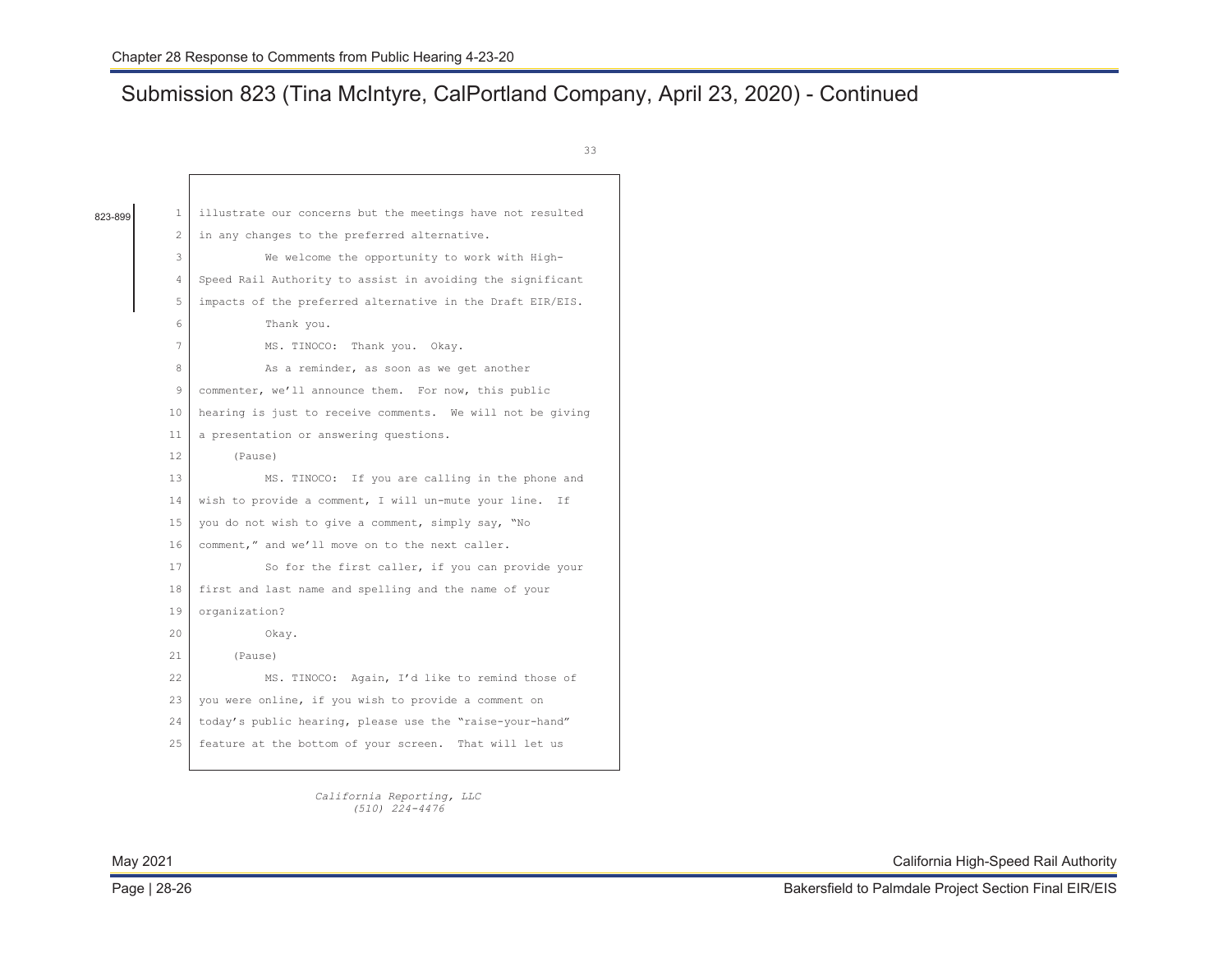## Submission 823 (Tina McIntyre, CalPortland Company, April 23, 2020) - Continued

33

823-899

1 illustrate our concerns but the meetings have not resulted
2 in any changes to the preferred alternative.
3 We welcome the opportunity to work with High-
4 Speed Rail Authority to assist in avoiding the significant
5 impacts of the preferred alternative in the Draft EIR/EIS.
6 Thank you.
7 MS. TINOCO: Thank you. Okay.
8 As a reminder, as soon as we get another
9 commenter, we'll announce them. For now, this public
10 hearing is just to receive comments. We will not be giving
11 a presentation or answering questions.
12 (Pause)
13 MS. TINOCO: If you are calling in the phone and
14 wish to provide a comment, I will un-mute your line. If
15 you do not wish to give a comment, simply say, "No
16 comment," and we'll move on to the next caller.
17 So for the first caller, if you can provide your
18 first and last name and spelling and the name of your
19 organization?
20 Okay.
21 (Pause)
22 MS. TINOCO: Again, I'd like to remind those of
23 you were online, if you wish to provide a comment on
24 today's public hearing, please use the "raise-your-hand"
25 feature at the bottom of your screen. That will let us

*California Reporting, LLC*
*(510) 224-4476*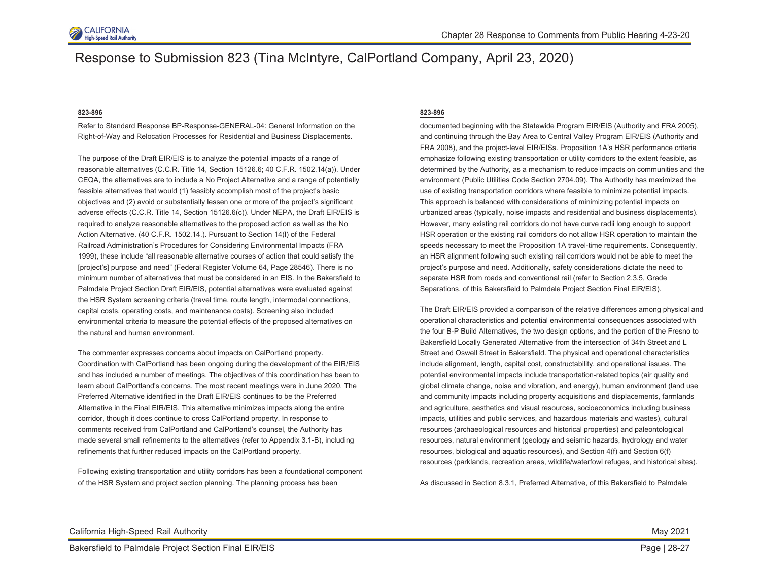# Response to Submission 823 (Tina McIntyre, CalPortland Company, April 23, 2020)

**823-896**

Refer to Standard Response BP-Response-GENERAL-04: General Information on the Right-of-Way and Relocation Processes for Residential and Business Displacements.

The purpose of the Draft EIR/EIS is to analyze the potential impacts of a range of reasonable alternatives (C.C.R. Title 14, Section 15126.6; 40 C.F.R. 1502.14(a)). Under CEQA, the alternatives are to include a No Project Alternative and a range of potentially feasible alternatives that would (1) feasibly accomplish most of the project's basic objectives and (2) avoid or substantially lessen one or more of the project's significant adverse effects (C.C.R. Title 14, Section 15126.6(c)). Under NEPA, the Draft EIR/EIS is required to analyze reasonable alternatives to the proposed action as well as the No Action Alternative. (40 C.F.R. 1502.14.). Pursuant to Section 14(l) of the Federal Railroad Administration's Procedures for Considering Environmental Impacts (FRA 1999), these include "all reasonable alternative courses of action that could satisfy the [project's] purpose and need" (Federal Register Volume 64, Page 28546). There is no minimum number of alternatives that must be considered in an EIS. In the Bakersfield to Palmdale Project Section Draft EIR/EIS, potential alternatives were evaluated against the HSR System screening criteria (travel time, route length, intermodal connections, capital costs, operating costs, and maintenance costs). Screening also included environmental criteria to measure the potential effects of the proposed alternatives on the natural and human environment.

The commenter expresses concerns about impacts on CalPortland property. Coordination with CalPortland has been ongoing during the development of the EIR/EIS and has included a number of meetings. The objectives of this coordination has been to learn about CalPortland's concerns. The most recent meetings were in June 2020. The Preferred Alternative identified in the Draft EIR/EIS continues to be the Preferred Alternative in the Final EIR/EIS. This alternative minimizes impacts along the entire corridor, though it does continue to cross CalPortland property. In response to comments received from CalPortland and CalPortland's counsel, the Authority has made several small refinements to the alternatives (refer to Appendix 3.1-B), including refinements that further reduced impacts on the CalPortland property.

Following existing transportation and utility corridors has been a foundational component of the HSR System and project section planning. The planning process has been documented beginning with the Statewide Program EIR/EIS (Authority and FRA 2005), and continuing through the Bay Area to Central Valley Program EIR/EIS (Authority and FRA 2008), and the project-level EIR/EISs. Proposition 1A's HSR performance criteria emphasize following existing transportation or utility corridors to the extent feasible, as determined by the Authority, as a mechanism to reduce impacts on communities and the environment (Public Utilities Code Section 2704.09). The Authority has maximized the use of existing transportation corridors where feasible to minimize potential impacts. This approach is balanced with considerations of minimizing potential impacts on urbanized areas (typically, noise impacts and residential and business displacements). However, many existing rail corridors do not have curve radii long enough to support HSR operation or the existing rail corridors do not allow HSR operation to maintain the speeds necessary to meet the Proposition 1A travel-time requirements. Consequently, an HSR alignment following such existing rail corridors would not be able to meet the project's purpose and need. Additionally, safety considerations dictate the need to separate HSR from roads and conventional rail (refer to Section 2.3.5, Grade Separations, of this Bakersfield to Palmdale Project Section Final EIR/EIS).

The Draft EIR/EIS provided a comparison of the relative differences among physical and operational characteristics and potential environmental consequences associated with the four B-P Build Alternatives, the two design options, and the portion of the Fresno to Bakersfield Locally Generated Alternative from the intersection of 34th Street and L Street and Oswell Street in Bakersfield. The physical and operational characteristics include alignment, length, capital cost, constructability, and operational issues. The potential environmental impacts include transportation-related topics (air quality and global climate change, noise and vibration, and energy), human environment (land use and community impacts including property acquisitions and displacements, farmlands and agriculture, aesthetics and visual resources, socioeconomics including business impacts, utilities and public services, and hazardous materials and wastes), cultural resources (archaeological resources and historical properties) and paleontological resources, natural environment (geology and seismic hazards, hydrology and water resources, biological and aquatic resources), and Section 4(f) and Section 6(f) resources (parklands, recreation areas, wildlife/waterfowl refuges, and historical sites).

As discussed in Section 8.3.1, Preferred Alternative, of this Bakersfield to Palmdale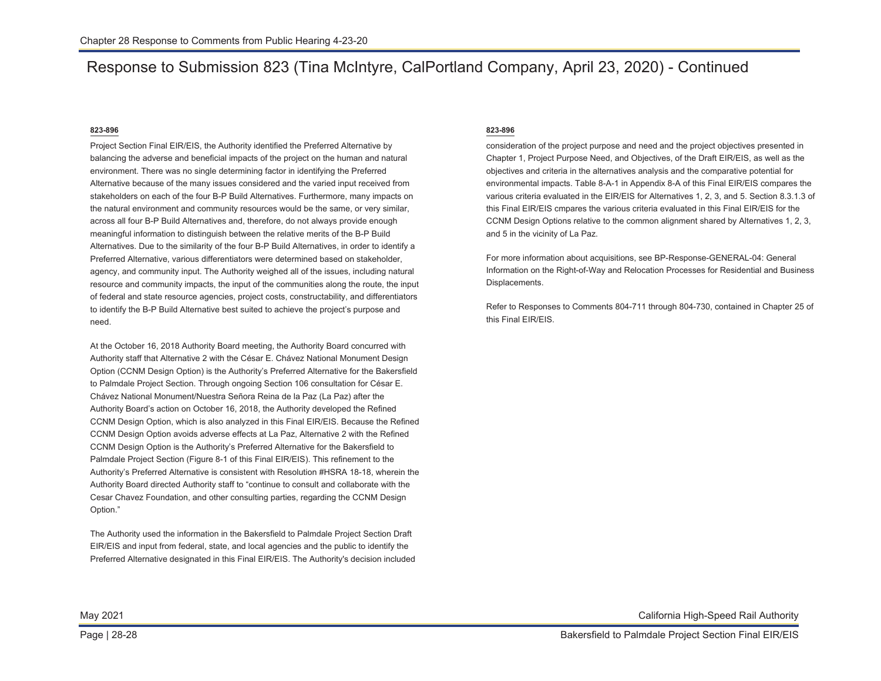# Response to Submission 823 (Tina McIntyre, CalPortland Company, April 23, 2020) - Continued

**823-896**

Project Section Final EIR/EIS, the Authority identified the Preferred Alternative by balancing the adverse and beneficial impacts of the project on the human and natural environment. There was no single determining factor in identifying the Preferred Alternative because of the many issues considered and the varied input received from stakeholders on each of the four B-P Build Alternatives. Furthermore, many impacts on the natural environment and community resources would be the same, or very similar, across all four B-P Build Alternatives and, therefore, do not always provide enough meaningful information to distinguish between the relative merits of the B-P Build Alternatives. Due to the similarity of the four B-P Build Alternatives, in order to identify a Preferred Alternative, various differentiators were determined based on stakeholder, agency, and community input. The Authority weighed all of the issues, including natural resource and community impacts, the input of the communities along the route, the input of federal and state resource agencies, project costs, constructability, and differentiators to identify the B-P Build Alternative best suited to achieve the project's purpose and need.

At the October 16, 2018 Authority Board meeting, the Authority Board concurred with Authority staff that Alternative 2 with the César E. Chávez National Monument Design Option (CCNM Design Option) is the Authority's Preferred Alternative for the Bakersfield to Palmdale Project Section. Through ongoing Section 106 consultation for César E. Chávez National Monument/Nuestra Señora Reina de la Paz (La Paz) after the Authority Board's action on October 16, 2018, the Authority developed the Refined CCNM Design Option, which is also analyzed in this Final EIR/EIS. Because the Refined CCNM Design Option avoids adverse effects at La Paz, Alternative 2 with the Refined CCNM Design Option is the Authority's Preferred Alternative for the Bakersfield to Palmdale Project Section (Figure 8-1 of this Final EIR/EIS). This refinement to the Authority's Preferred Alternative is consistent with Resolution #HSRA 18-18, wherein the Authority Board directed Authority staff to "continue to consult and collaborate with the Cesar Chavez Foundation, and other consulting parties, regarding the CCNM Design Option."

The Authority used the information in the Bakersfield to Palmdale Project Section Draft EIR/EIS and input from federal, state, and local agencies and the public to identify the Preferred Alternative designated in this Final EIR/EIS. The Authority's decision included consideration of the project purpose and need and the project objectives presented in Chapter 1, Project Purpose Need, and Objectives, of the Draft EIR/EIS, as well as the objectives and criteria in the alternatives analysis and the comparative potential for environmental impacts. Table 8-A-1 in Appendix 8-A of this Final EIR/EIS compares the various criteria evaluated in the EIR/EIS for Alternatives 1, 2, 3, and 5. Section 8.3.1.3 of this Final EIR/EIS cmpares the various criteria evaluated in this Final EIR/EIS for the CCNM Design Options relative to the common alignment shared by Alternatives 1, 2, 3, and 5 in the vicinity of La Paz.

For more information about acquisitions, see BP-Response-GENERAL-04: General Information on the Right-of-Way and Relocation Processes for Residential and Business Displacements.

Refer to Responses to Comments 804-711 through 804-730, contained in Chapter 25 of this Final EIR/EIS.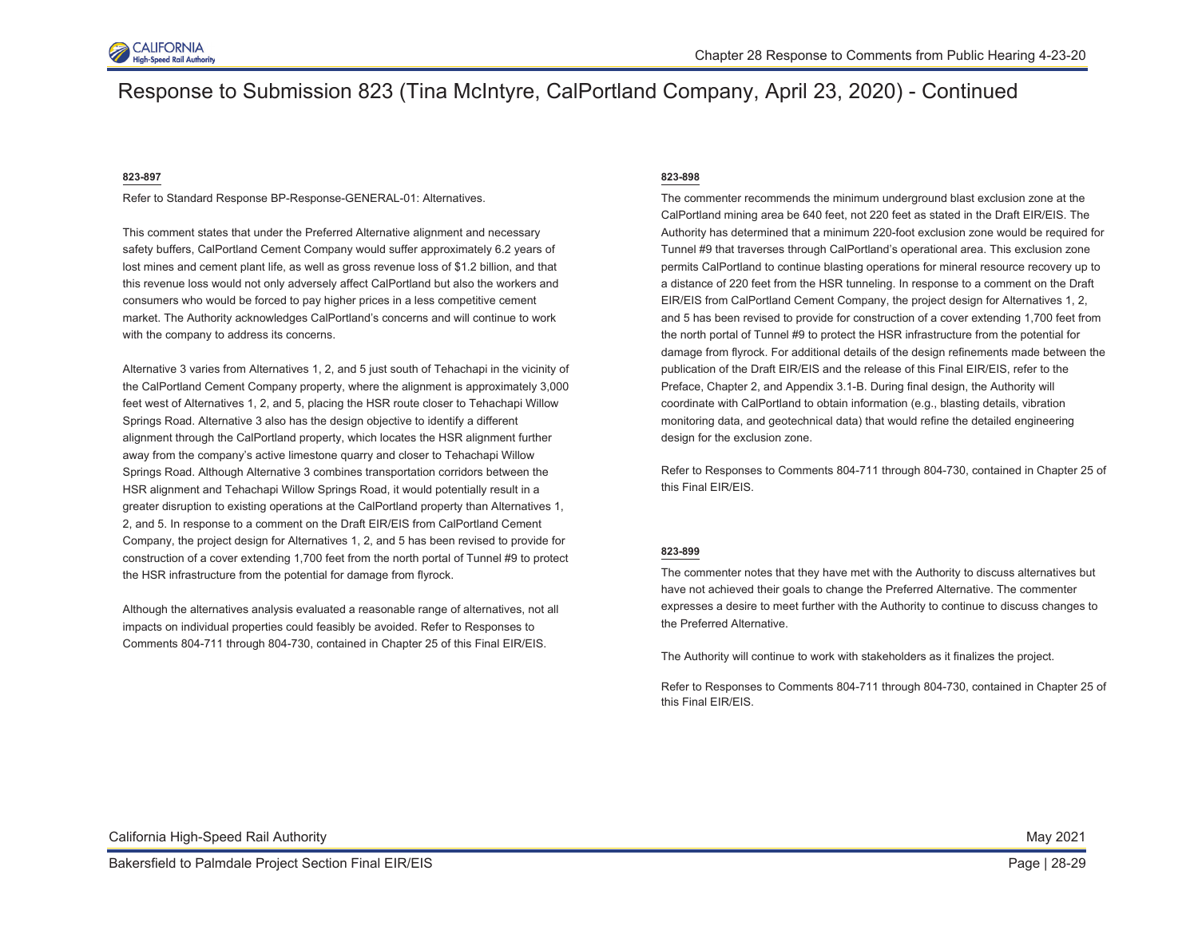# Response to Submission 823 (Tina McIntyre, CalPortland Company, April 23, 2020) - Continued

**823-897**

Refer to Standard Response BP-Response-GENERAL-01: Alternatives.

This comment states that under the Preferred Alternative alignment and necessary safety buffers, CalPortland Cement Company would suffer approximately 6.2 years of lost mines and cement plant life, as well as gross revenue loss of $1.2 billion, and that this revenue loss would not only adversely affect CalPortland but also the workers and consumers who would be forced to pay higher prices in a less competitive cement market. The Authority acknowledges CalPortland's concerns and will continue to work with the company to address its concerns.

Alternative 3 varies from Alternatives 1, 2, and 5 just south of Tehachapi in the vicinity of the CalPortland Cement Company property, where the alignment is approximately 3,000 feet west of Alternatives 1, 2, and 5, placing the HSR route closer to Tehachapi Willow Springs Road. Alternative 3 also has the design objective to identify a different alignment through the CalPortland property, which locates the HSR alignment further away from the company's active limestone quarry and closer to Tehachapi Willow Springs Road. Although Alternative 3 combines transportation corridors between the HSR alignment and Tehachapi Willow Springs Road, it would potentially result in a greater disruption to existing operations at the CalPortland property than Alternatives 1, 2, and 5. In response to a comment on the Draft EIR/EIS from CalPortland Cement Company, the project design for Alternatives 1, 2, and 5 has been revised to provide for construction of a cover extending 1,700 feet from the north portal of Tunnel #9 to protect the HSR infrastructure from the potential for damage from flyrock.

Although the alternatives analysis evaluated a reasonable range of alternatives, not all impacts on individual properties could feasibly be avoided. Refer to Responses to Comments 804-711 through 804-730, contained in Chapter 25 of this Final EIR/EIS.

**823-898**

The commenter recommends the minimum underground blast exclusion zone at the CalPortland mining area be 640 feet, not 220 feet as stated in the Draft EIR/EIS. The Authority has determined that a minimum 220-foot exclusion zone would be required for Tunnel #9 that traverses through CalPortland's operational area. This exclusion zone permits CalPortland to continue blasting operations for mineral resource recovery up to a distance of 220 feet from the HSR tunneling. In response to a comment on the Draft EIR/EIS from CalPortland Cement Company, the project design for Alternatives 1, 2, and 5 has been revised to provide for construction of a cover extending 1,700 feet from the north portal of Tunnel #9 to protect the HSR infrastructure from the potential for damage from flyrock. For additional details of the design refinements made between the publication of the Draft EIR/EIS and the release of this Final EIR/EIS, refer to the Preface, Chapter 2, and Appendix 3.1-B. During final design, the Authority will coordinate with CalPortland to obtain information (e.g., blasting details, vibration monitoring data, and geotechnical data) that would refine the detailed engineering design for the exclusion zone.

Refer to Responses to Comments 804-711 through 804-730, contained in Chapter 25 of this Final EIR/EIS.

**823-899**

The commenter notes that they have met with the Authority to discuss alternatives but have not achieved their goals to change the Preferred Alternative. The commenter expresses a desire to meet further with the Authority to continue to discuss changes to the Preferred Alternative.

The Authority will continue to work with stakeholders as it finalizes the project.

Refer to Responses to Comments 804-711 through 804-730, contained in Chapter 25 of this Final EIR/EIS.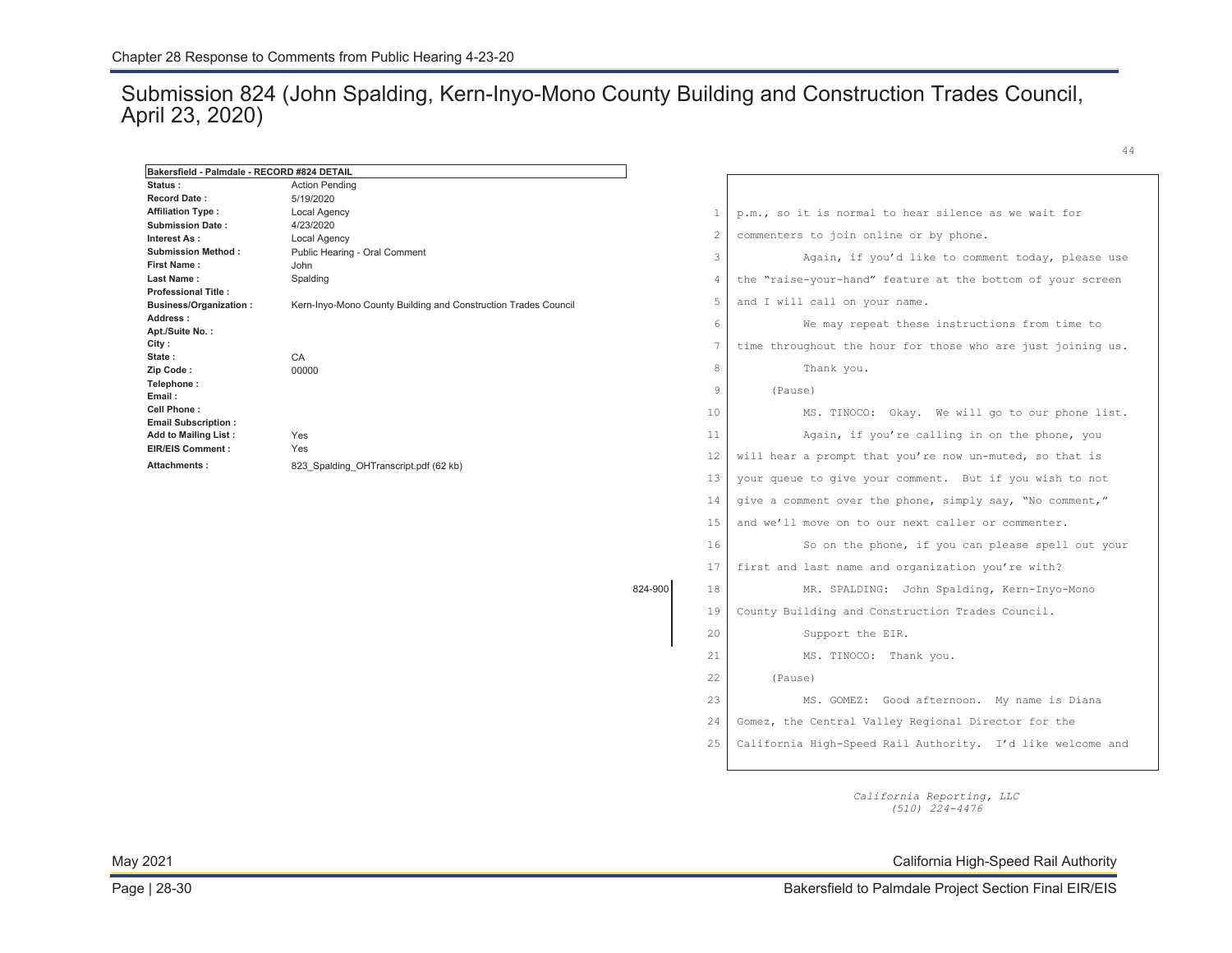# Submission 824 (John Spalding, Kern-Inyo-Mono County Building and Construction Trades Council, April 23, 2020)

| Bakersfield - Palmdale - RECORD #824 DETAIL | |
|---|---|
| **Status :** | Action Pending |
| **Record Date :** | 5/19/2020 |
| **Affiliation Type :** | Local Agency |
| **Submission Date :** | 4/23/2020 |
| **Interest As :** | Local Agency |
| **Submission Method :** | Public Hearing - Oral Comment |
| **First Name :** | John |
| **Last Name :** | Spalding |
| **Professional Title :** | |
| **Business/Organization :** | Kern-Inyo-Mono County Building and Construction Trades Council |
| **Address :** | |
| **Apt./Suite No. :** | |
| **City :** | |
| **State :** | CA |
| **Zip Code :** | 00000 |
| **Telephone :** | |
| **Email :** | |
| **Cell Phone :** | |
| **Email Subscription :** | |
| **Add to Mailing List :** | Yes |
| **EIR/EIS Comment :** | Yes |
| **Attachments :** | 823_Spalding_OHTranscript.pdf (62 kb) |

44

```
 1  p.m., so it is normal to hear silence as we wait for
 2  commenters to join online or by phone.
 3          Again, if you'd like to comment today, please use
 4  the "raise-your-hand" feature at the bottom of your screen
 5  and I will call on your name.
 6          We may repeat these instructions from time to
 7  time throughout the hour for those who are just joining us.
 8          Thank you.
 9      (Pause)
10          MS. TINOCO:  Okay.  We will go to our phone list.
11          Again, if you're calling in on the phone, you
12  will hear a prompt that you're now un-muted, so that is
13  your queue to give your comment.  But if you wish to not
14  give a comment over the phone, simply say, "No comment,"
15  and we'll move on to our next caller or commenter.
16          So on the phone, if you can please spell out your
17  first and last name and organization you're with?
18          MR. SPALDING:  John Spalding, Kern-Inyo-Mono       [824-900]
19  County Building and Construction Trades Council.
20          Support the EIR.
21          MS. TINOCO:  Thank you.
22      (Pause)
23          MS. GOMEZ:  Good afternoon.  My name is Diana
24  Gomez, the Central Valley Regional Director for the
25  California High-Speed Rail Authority.  I'd like welcome and
```

*California Reporting, LLC*
*(510) 224-4476*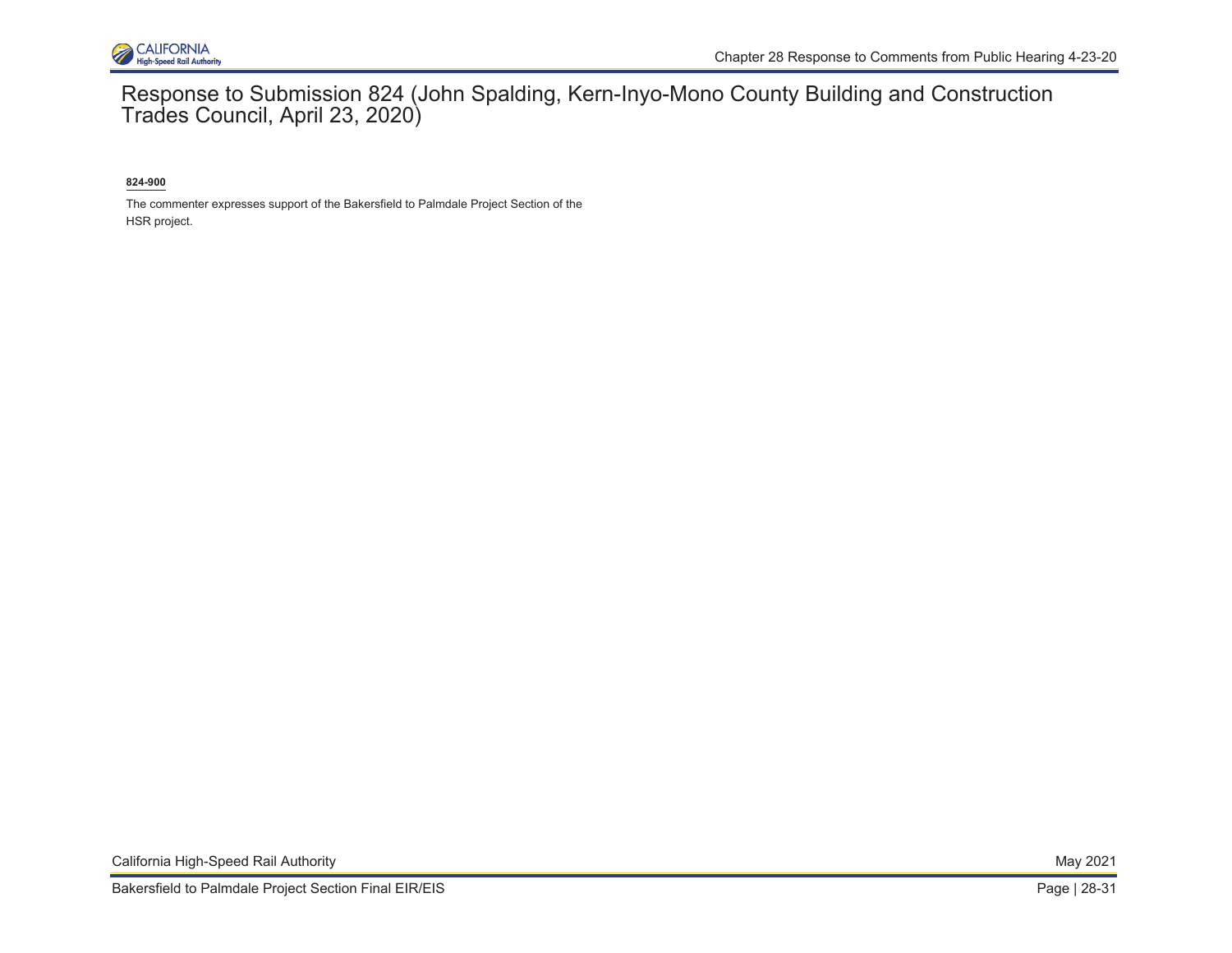# Response to Submission 824 (John Spalding, Kern-Inyo-Mono County Building and Construction Trades Council, April 23, 2020)

**824-900**

The commenter expresses support of the Bakersfield to Palmdale Project Section of the HSR project.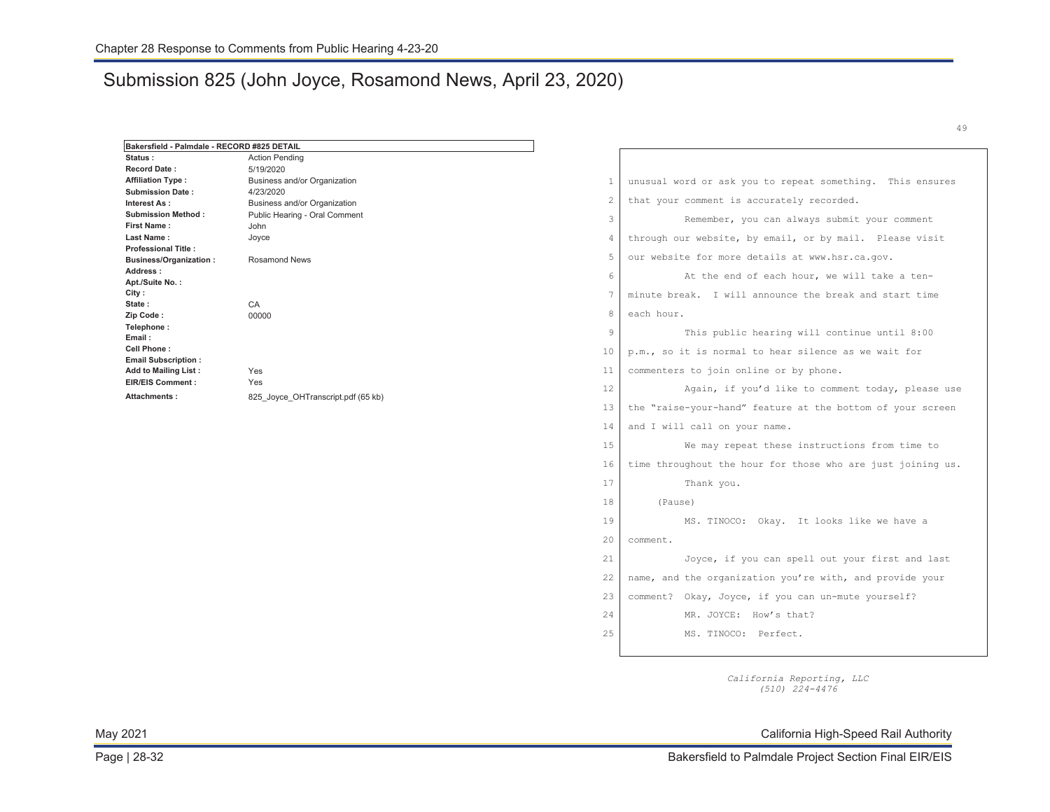# Submission 825 (John Joyce, Rosamond News, April 23, 2020)

| Bakersfield - Palmdale - RECORD #825 DETAIL | |
|---|---|
| **Status :** | Action Pending |
| **Record Date :** | 5/19/2020 |
| **Affiliation Type :** | Business and/or Organization |
| **Submission Date :** | 4/23/2020 |
| **Interest As :** | Business and/or Organization |
| **Submission Method :** | Public Hearing - Oral Comment |
| **First Name :** | John |
| **Last Name :** | Joyce |
| **Professional Title :** | |
| **Business/Organization :** | Rosamond News |
| **Address :** | |
| **Apt./Suite No. :** | |
| **City :** | |
| **State :** | CA |
| **Zip Code :** | 00000 |
| **Telephone :** | |
| **Email :** | |
| **Cell Phone :** | |
| **Email Subscription :** | |
| **Add to Mailing List :** | Yes |
| **EIR/EIS Comment :** | Yes |
| **Attachments :** | 825_Joyce_OHTranscript.pdf (65 kb) |

49

```
 1  unusual word or ask you to repeat something.  This ensures
 2  that your comment is accurately recorded.
 3            Remember, you can always submit your comment
 4  through our website, by email, or by mail.  Please visit
 5  our website for more details at www.hsr.ca.gov.
 6            At the end of each hour, we will take a ten-
 7  minute break.  I will announce the break and start time
 8  each hour.
 9            This public hearing will continue until 8:00
10  p.m., so it is normal to hear silence as we wait for
11  commenters to join online or by phone.
12            Again, if you'd like to comment today, please use
13  the "raise-your-hand" feature at the bottom of your screen
14  and I will call on your name.
15            We may repeat these instructions from time to
16  time throughout the hour for those who are just joining us.
17            Thank you.
18       (Pause)
19            MS. TINOCO:  Okay.  It looks like we have a
20  comment.
21            Joyce, if you can spell out your first and last
22  name, and the organization you're with, and provide your
23  comment?  Okay, Joyce, if you can un-mute yourself?
24            MR. JOYCE:  How's that?
25            MS. TINOCO:  Perfect.
```

*California Reporting, LLC*
*(510) 224-4476*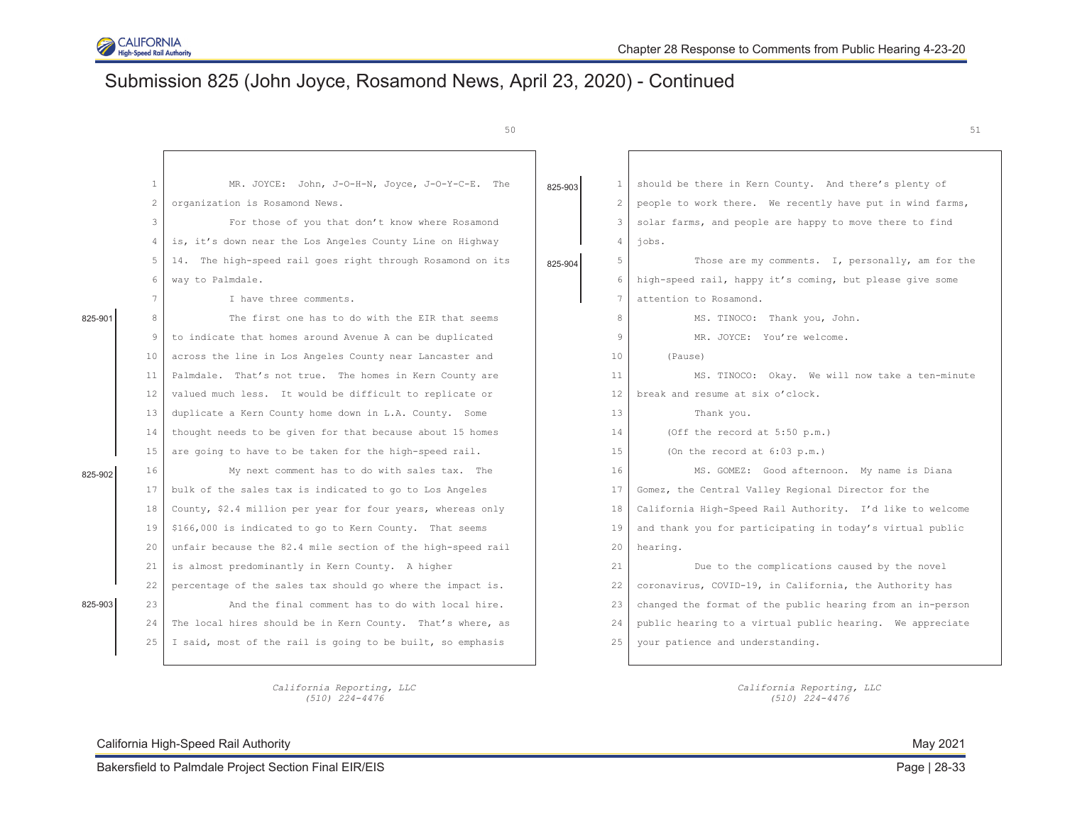# Submission 825 (John Joyce, Rosamond News, April 23, 2020) - Continued

MR. JOYCE: John, J-O-H-N, Joyce, J-O-Y-C-E. The organization is Rosamond News.

For those of you that don't know where Rosamond is, it's down near the Los Angeles County Line on Highway 14. The high-speed rail goes right through Rosamond on its way to Palmdale.

I have three comments.

825-901

The first one has to do with the EIR that seems to indicate that homes around Avenue A can be duplicated across the line in Los Angeles County near Lancaster and Palmdale. That's not true. The homes in Kern County are valued much less. It would be difficult to replicate or duplicate a Kern County home down in L.A. County. Some thought needs to be given for that because about 15 homes are going to have to be taken for the high-speed rail.

825-902

My next comment has to do with sales tax. The bulk of the sales tax is indicated to go to Los Angeles County, $2.4 million per year for four years, whereas only $166,000 is indicated to go to Kern County. That seems unfair because the 82.4 mile section of the high-speed rail is almost predominantly in Kern County. A higher percentage of the sales tax should go where the impact is.

825-903

And the final comment has to do with local hire. The local hires should be in Kern County. That's where, as I said, most of the rail is going to be built, so emphasis should be there in Kern County. And there's plenty of people to work there. We recently have put in wind farms, solar farms, and people are happy to move there to find jobs.

825-904

Those are my comments. I, personally, am for the high-speed rail, happy it's coming, but please give some attention to Rosamond.

MS. TINOCO: Thank you, John.

MR. JOYCE: You're welcome.

(Pause)

MS. TINOCO: Okay. We will now take a ten-minute break and resume at six o'clock.

Thank you.

(Off the record at 5:50 p.m.)

(On the record at 6:03 p.m.)

MS. GOMEZ: Good afternoon. My name is Diana Gomez, the Central Valley Regional Director for the California High-Speed Rail Authority. I'd like to welcome and thank you for participating in today's virtual public hearing.

Due to the complications caused by the novel coronavirus, COVID-19, in California, the Authority has changed the format of the public hearing from an in-person public hearing to a virtual public hearing. We appreciate your patience and understanding.

*California Reporting, LLC*
*(510) 224-4476*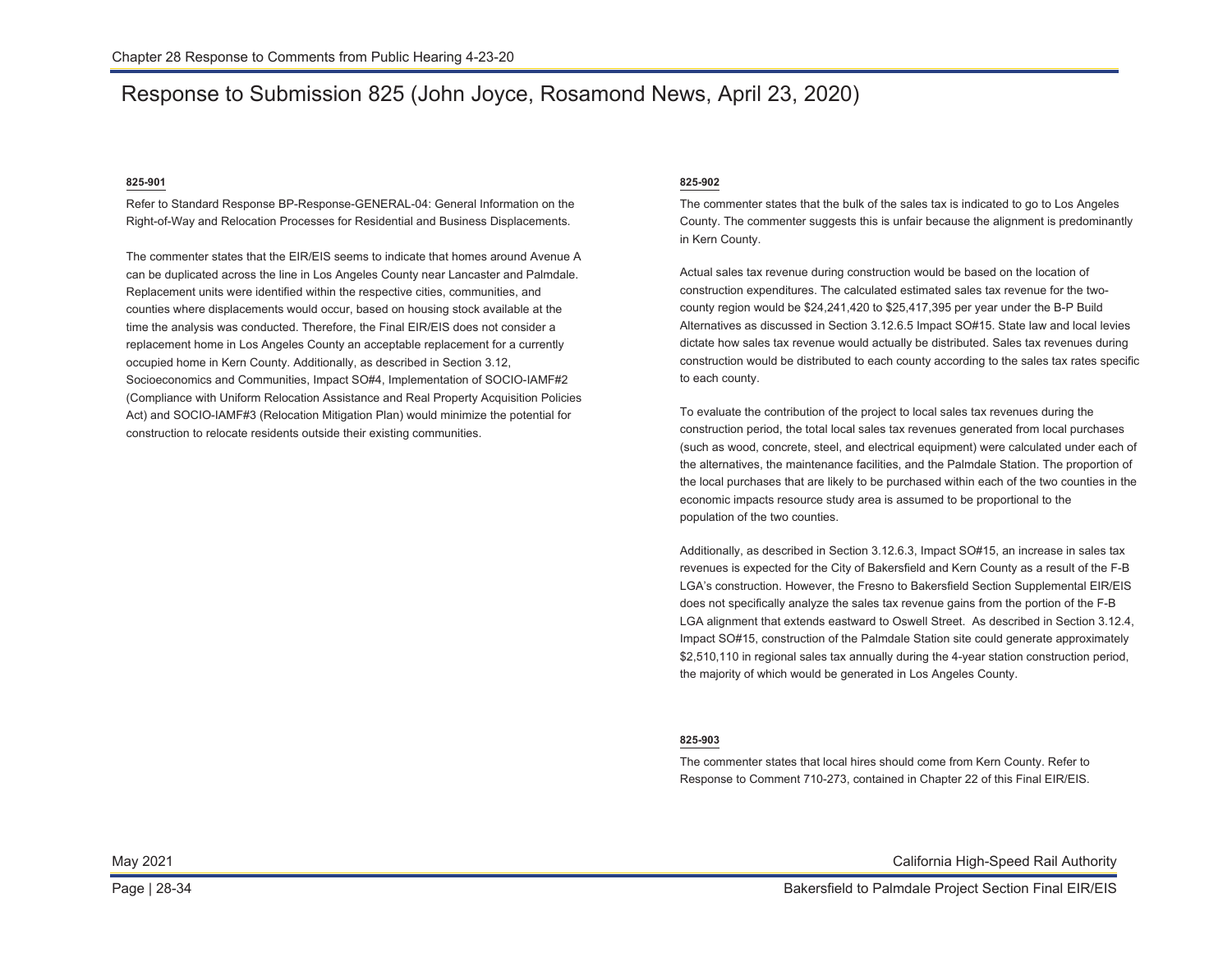# Response to Submission 825 (John Joyce, Rosamond News, April 23, 2020)

**825-901**

Refer to Standard Response BP-Response-GENERAL-04: General Information on the Right-of-Way and Relocation Processes for Residential and Business Displacements.

The commenter states that the EIR/EIS seems to indicate that homes around Avenue A can be duplicated across the line in Los Angeles County near Lancaster and Palmdale. Replacement units were identified within the respective cities, communities, and counties where displacements would occur, based on housing stock available at the time the analysis was conducted. Therefore, the Final EIR/EIS does not consider a replacement home in Los Angeles County an acceptable replacement for a currently occupied home in Kern County. Additionally, as described in Section 3.12, Socioeconomics and Communities, Impact SO#4, Implementation of SOCIO-IAMF#2 (Compliance with Uniform Relocation Assistance and Real Property Acquisition Policies Act) and SOCIO-IAMF#3 (Relocation Mitigation Plan) would minimize the potential for construction to relocate residents outside their existing communities.

**825-902**

The commenter states that the bulk of the sales tax is indicated to go to Los Angeles County. The commenter suggests this is unfair because the alignment is predominantly in Kern County.

Actual sales tax revenue during construction would be based on the location of construction expenditures. The calculated estimated sales tax revenue for the two-county region would be $24,241,420 to $25,417,395 per year under the B-P Build Alternatives as discussed in Section 3.12.6.5 Impact SO#15. State law and local levies dictate how sales tax revenue would actually be distributed. Sales tax revenues during construction would be distributed to each county according to the sales tax rates specific to each county.

To evaluate the contribution of the project to local sales tax revenues during the construction period, the total local sales tax revenues generated from local purchases (such as wood, concrete, steel, and electrical equipment) were calculated under each of the alternatives, the maintenance facilities, and the Palmdale Station. The proportion of the local purchases that are likely to be purchased within each of the two counties in the economic impacts resource study area is assumed to be proportional to the population of the two counties.

Additionally, as described in Section 3.12.6.3, Impact SO#15, an increase in sales tax revenues is expected for the City of Bakersfield and Kern County as a result of the F-B LGA's construction. However, the Fresno to Bakersfield Section Supplemental EIR/EIS does not specifically analyze the sales tax revenue gains from the portion of the F-B LGA alignment that extends eastward to Oswell Street. As described in Section 3.12.4, Impact SO#15, construction of the Palmdale Station site could generate approximately $2,510,110 in regional sales tax annually during the 4-year station construction period, the majority of which would be generated in Los Angeles County.

**825-903**

The commenter states that local hires should come from Kern County. Refer to Response to Comment 710-273, contained in Chapter 22 of this Final EIR/EIS.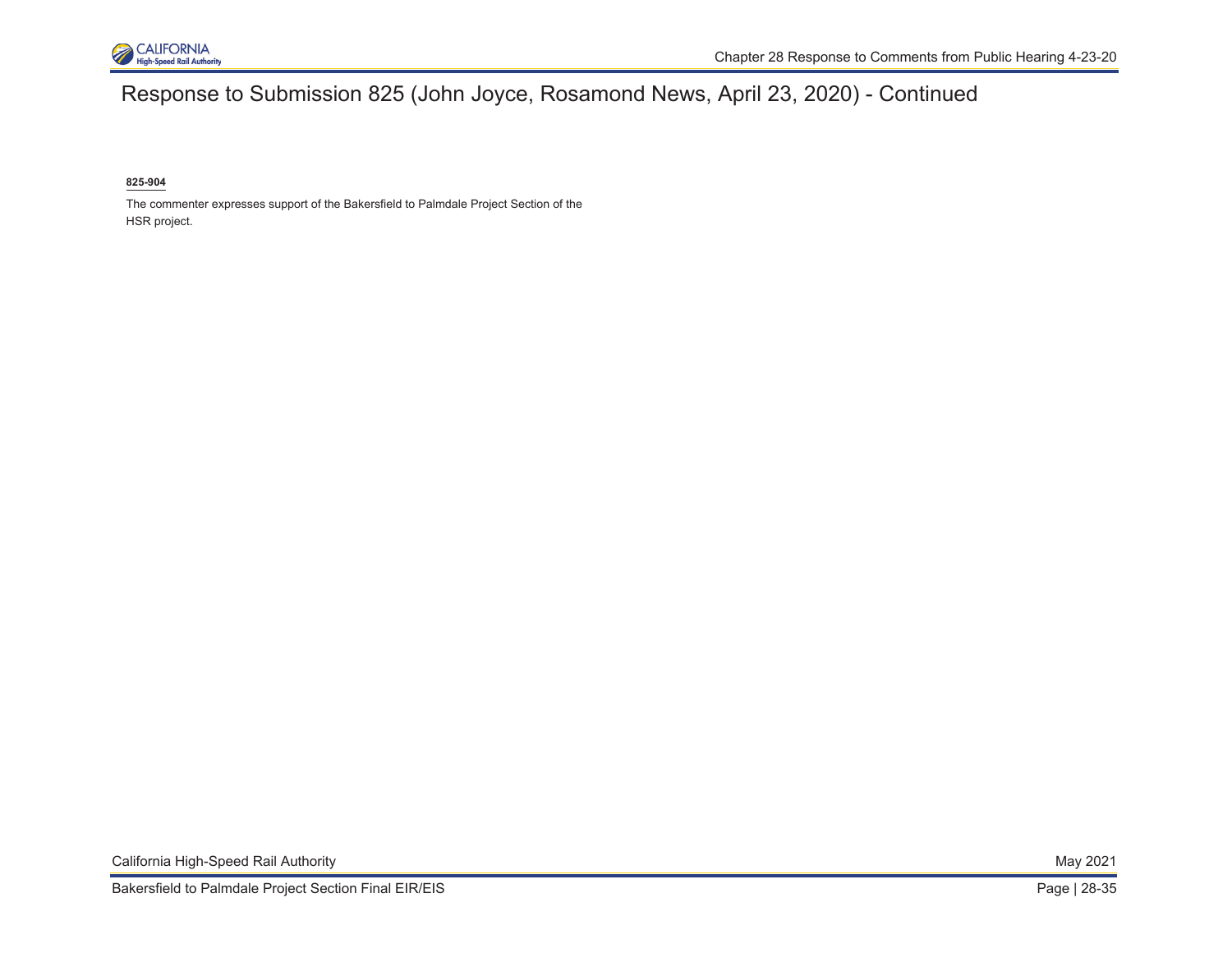# Response to Submission 825 (John Joyce, Rosamond News, April 23, 2020) - Continued

**825-904**

The commenter expresses support of the Bakersfield to Palmdale Project Section of the HSR project.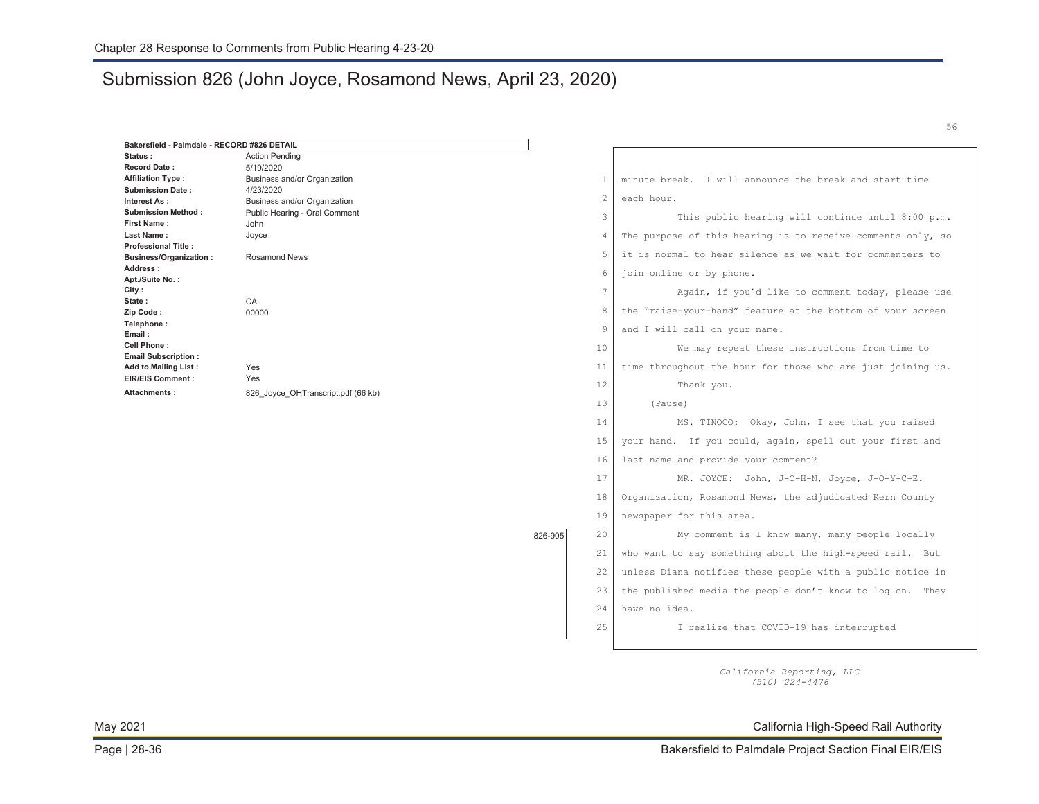# Submission 826 (John Joyce, Rosamond News, April 23, 2020)

| Bakersfield - Palmdale - RECORD #826 DETAIL | |
|---|---|
| **Status :** | Action Pending |
| **Record Date :** | 5/19/2020 |
| **Affiliation Type :** | Business and/or Organization |
| **Submission Date :** | 4/23/2020 |
| **Interest As :** | Business and/or Organization |
| **Submission Method :** | Public Hearing - Oral Comment |
| **First Name :** | John |
| **Last Name :** | Joyce |
| **Professional Title :** | |
| **Business/Organization :** | Rosamond News |
| **Address :** | |
| **Apt./Suite No. :** | |
| **City :** | |
| **State :** | CA |
| **Zip Code :** | 00000 |
| **Telephone :** | |
| **Email :** | |
| **Cell Phone :** | |
| **Email Subscription :** | |
| **Add to Mailing List :** | Yes |
| **EIR/EIS Comment :** | Yes |
| **Attachments :** | 826_Joyce_OHTranscript.pdf (66 kb) |

56

1 minute break. I will announce the break and start time
2 each hour.
3 This public hearing will continue until 8:00 p.m.
4 The purpose of this hearing is to receive comments only, so
5 it is normal to hear silence as we wait for commenters to
6 join online or by phone.
7 Again, if you'd like to comment today, please use
8 the "raise-your-hand" feature at the bottom of your screen
9 and I will call on your name.
10 We may repeat these instructions from time to
11 time throughout the hour for those who are just joining us.
12 Thank you.
13 (Pause)
14 MS. TINOCO: Okay, John, I see that you raised
15 your hand. If you could, again, spell out your first and
16 last name and provide your comment?
17 MR. JOYCE: John, J-O-H-N, Joyce, J-O-Y-C-E.
18 Organization, Rosamond News, the adjudicated Kern County
19 newspaper for this area.

826-905

20 My comment is I know many, many people locally
21 who want to say something about the high-speed rail. But
22 unless Diana notifies these people with a public notice in
23 the published media the people don't know to log on. They
24 have no idea.
25 I realize that COVID-19 has interrupted

*California Reporting, LLC*
*(510) 224-4476*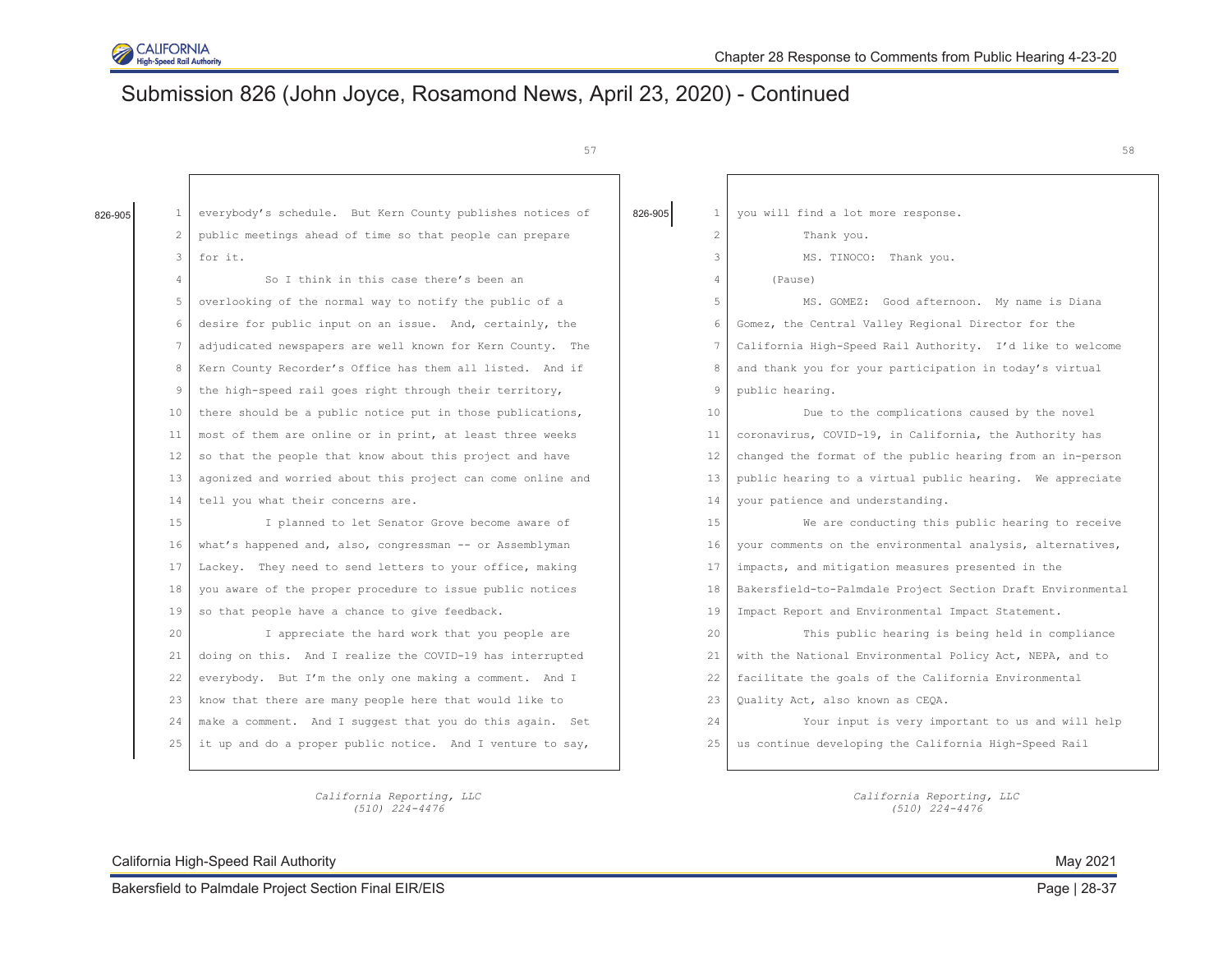## Submission 826 (John Joyce, Rosamond News, April 23, 2020) - Continued

826-905

everybody's schedule. But Kern County publishes notices of public meetings ahead of time so that people can prepare for it.

So I think in this case there's been an overlooking of the normal way to notify the public of a desire for public input on an issue. And, certainly, the adjudicated newspapers are well known for Kern County. The Kern County Recorder's Office has them all listed. And if the high-speed rail goes right through their territory, there should be a public notice put in those publications, most of them are online or in print, at least three weeks so that the people that know about this project and have agonized and worried about this project can come online and tell you what their concerns are.

I planned to let Senator Grove become aware of what's happened and, also, congressman -- or Assemblyman Lackey. They need to send letters to your office, making you aware of the proper procedure to issue public notices so that people have a chance to give feedback.

I appreciate the hard work that you people are doing on this. And I realize the COVID-19 has interrupted everybody. But I'm the only one making a comment. And I know that there are many people here that would like to make a comment. And I suggest that you do this again. Set it up and do a proper public notice. And I venture to say,

826-905

you will find a lot more response.

Thank you.

MS. TINOCO: Thank you.

(Pause)

MS. GOMEZ: Good afternoon. My name is Diana Gomez, the Central Valley Regional Director for the California High-Speed Rail Authority. I'd like to welcome and thank you for your participation in today's virtual public hearing.

Due to the complications caused by the novel coronavirus, COVID-19, in California, the Authority has changed the format of the public hearing from an in-person public hearing to a virtual public hearing. We appreciate your patience and understanding.

We are conducting this public hearing to receive your comments on the environmental analysis, alternatives, impacts, and mitigation measures presented in the Bakersfield-to-Palmdale Project Section Draft Environmental Impact Report and Environmental Impact Statement.

This public hearing is being held in compliance with the National Environmental Policy Act, NEPA, and to facilitate the goals of the California Environmental Quality Act, also known as CEQA.

Your input is very important to us and will help us continue developing the California High-Speed Rail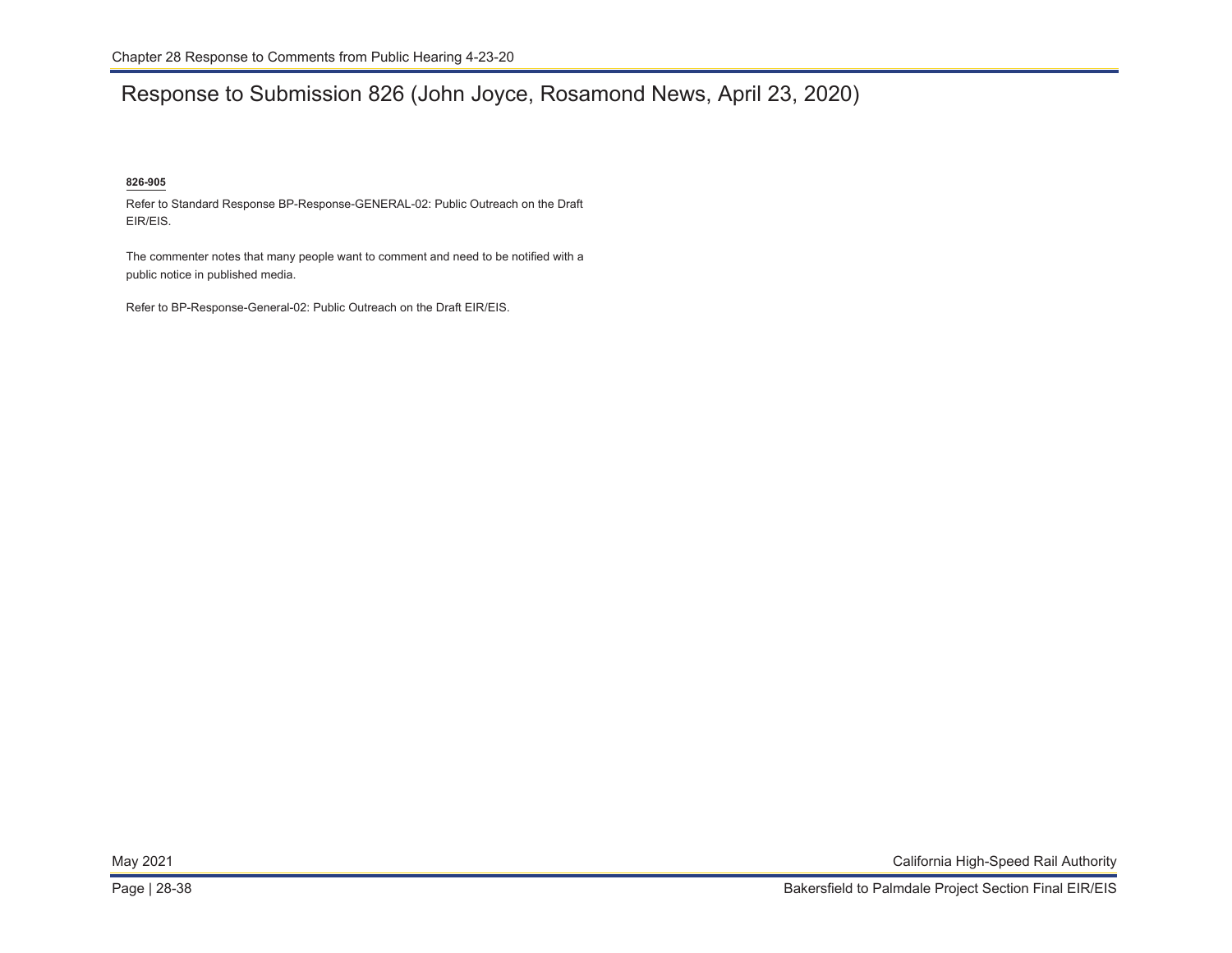# Response to Submission 826 (John Joyce, Rosamond News, April 23, 2020)

**826-905**

Refer to Standard Response BP-Response-GENERAL-02: Public Outreach on the Draft EIR/EIS.

The commenter notes that many people want to comment and need to be notified with a public notice in published media.

Refer to BP-Response-General-02: Public Outreach on the Draft EIR/EIS.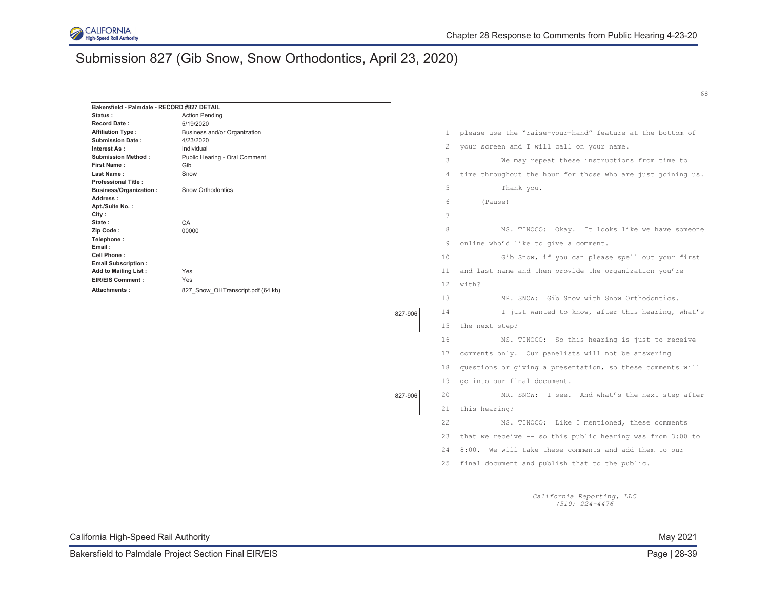# Submission 827 (Gib Snow, Snow Orthodontics, April 23, 2020)

| Bakersfield - Palmdale - RECORD #827 DETAIL | |
|---|---|
| **Status :** | Action Pending |
| **Record Date :** | 5/19/2020 |
| **Affiliation Type :** | Business and/or Organization |
| **Submission Date :** | 4/23/2020 |
| **Interest As :** | Individual |
| **Submission Method :** | Public Hearing - Oral Comment |
| **First Name :** | Gib |
| **Last Name :** | Snow |
| **Professional Title :** | |
| **Business/Organization :** | Snow Orthodontics |
| **Address :** | |
| **Apt./Suite No. :** | |
| **City :** | |
| **State :** | CA |
| **Zip Code :** | 00000 |
| **Telephone :** | |
| **Email :** | |
| **Cell Phone :** | |
| **Email Subscription :** | |
| **Add to Mailing List :** | Yes |
| **EIR/EIS Comment :** | Yes |
| **Attachments :** | 827_Snow_OHTranscript.pdf (64 kb) |

68

1 please use the "raise-your-hand" feature at the bottom of
2 your screen and I will call on your name.
3 We may repeat these instructions from time to
4 time throughout the hour for those who are just joining us.
5 Thank you.
6 (Pause)
7
8 MS. TINOCO: Okay. It looks like we have someone
9 online who'd like to give a comment.
10 Gib Snow, if you can please spell out your first
11 and last name and then provide the organization you're
12 with?
13 MR. SNOW: Gib Snow with Snow Orthodontics.

827-906

14 I just wanted to know, after this hearing, what's
15 the next step?
16 MS. TINOCO: So this hearing is just to receive
17 comments only. Our panelists will not be answering
18 questions or giving a presentation, so these comments will
19 go into our final document.

827-906

20 MR. SNOW: I see. And what's the next step after
21 this hearing?
22 MS. TINOCO: Like I mentioned, these comments
23 that we receive -- so this public hearing was from 3:00 to
24 8:00. We will take these comments and add them to our
25 final document and publish that to the public.

*California Reporting, LLC*
*(510) 224-4476*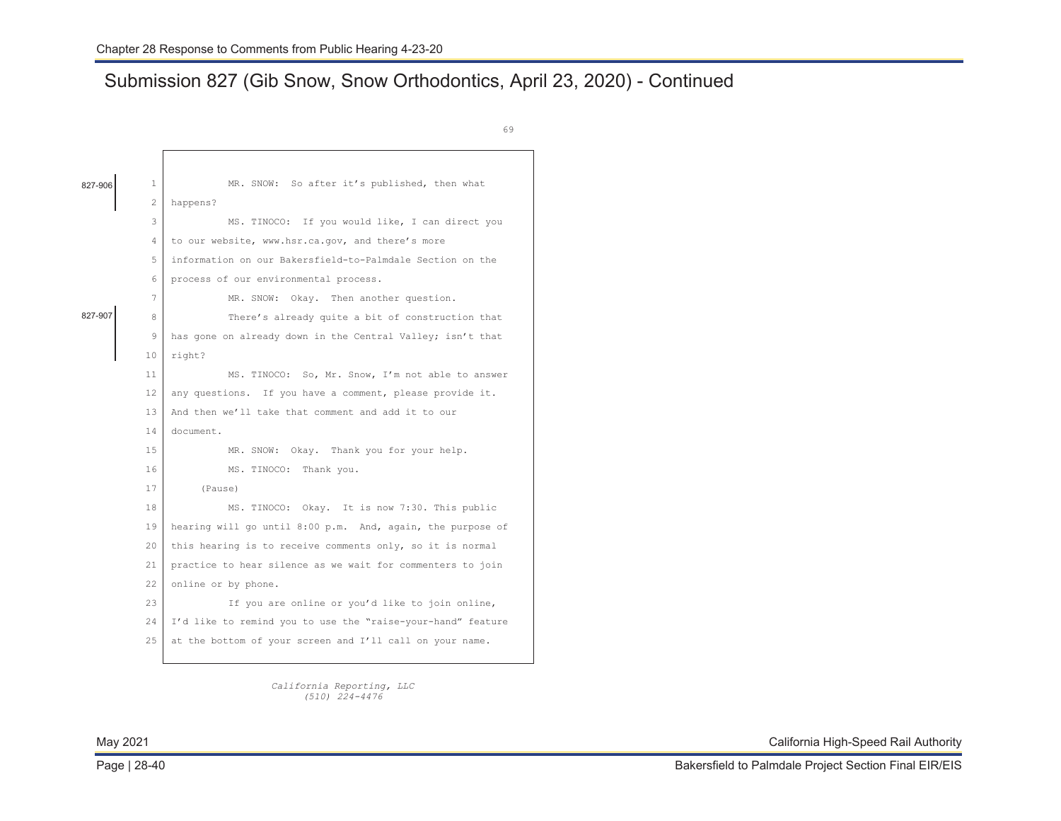## Submission 827 (Gib Snow, Snow Orthodontics, April 23, 2020) - Continued

69

827-906

1 MR. SNOW: So after it's published, then what
2 happens?
3 MS. TINOCO: If you would like, I can direct you
4 to our website, www.hsr.ca.gov, and there's more
5 information on our Bakersfield-to-Palmdale Section on the
6 process of our environmental process.
7 MR. SNOW: Okay. Then another question.

827-907

8 There's already quite a bit of construction that
9 has gone on already down in the Central Valley; isn't that
10 right?
11 MS. TINOCO: So, Mr. Snow, I'm not able to answer
12 any questions. If you have a comment, please provide it.
13 And then we'll take that comment and add it to our
14 document.
15 MR. SNOW: Okay. Thank you for your help.
16 MS. TINOCO: Thank you.
17 (Pause)
18 MS. TINOCO: Okay. It is now 7:30. This public
19 hearing will go until 8:00 p.m. And, again, the purpose of
20 this hearing is to receive comments only, so it is normal
21 practice to hear silence as we wait for commenters to join
22 online or by phone.
23 If you are online or you'd like to join online,
24 I'd like to remind you to use the "raise-your-hand" feature
25 at the bottom of your screen and I'll call on your name.

*California Reporting, LLC*
*(510) 224-4476*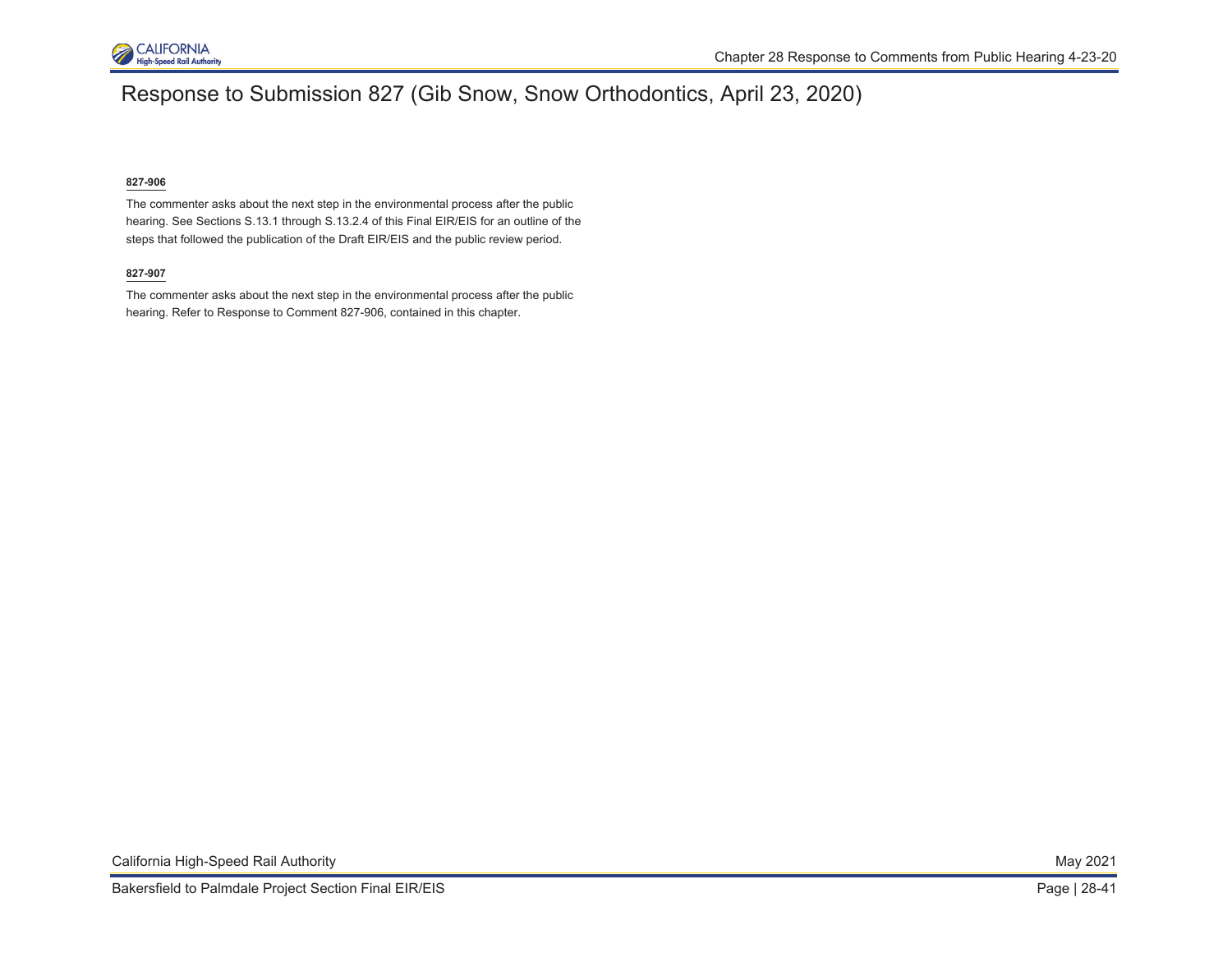# Response to Submission 827 (Gib Snow, Snow Orthodontics, April 23, 2020)

**827-906**

The commenter asks about the next step in the environmental process after the public hearing. See Sections S.13.1 through S.13.2.4 of this Final EIR/EIS for an outline of the steps that followed the publication of the Draft EIR/EIS and the public review period.

**827-907**

The commenter asks about the next step in the environmental process after the public hearing. Refer to Response to Comment 827-906, contained in this chapter.